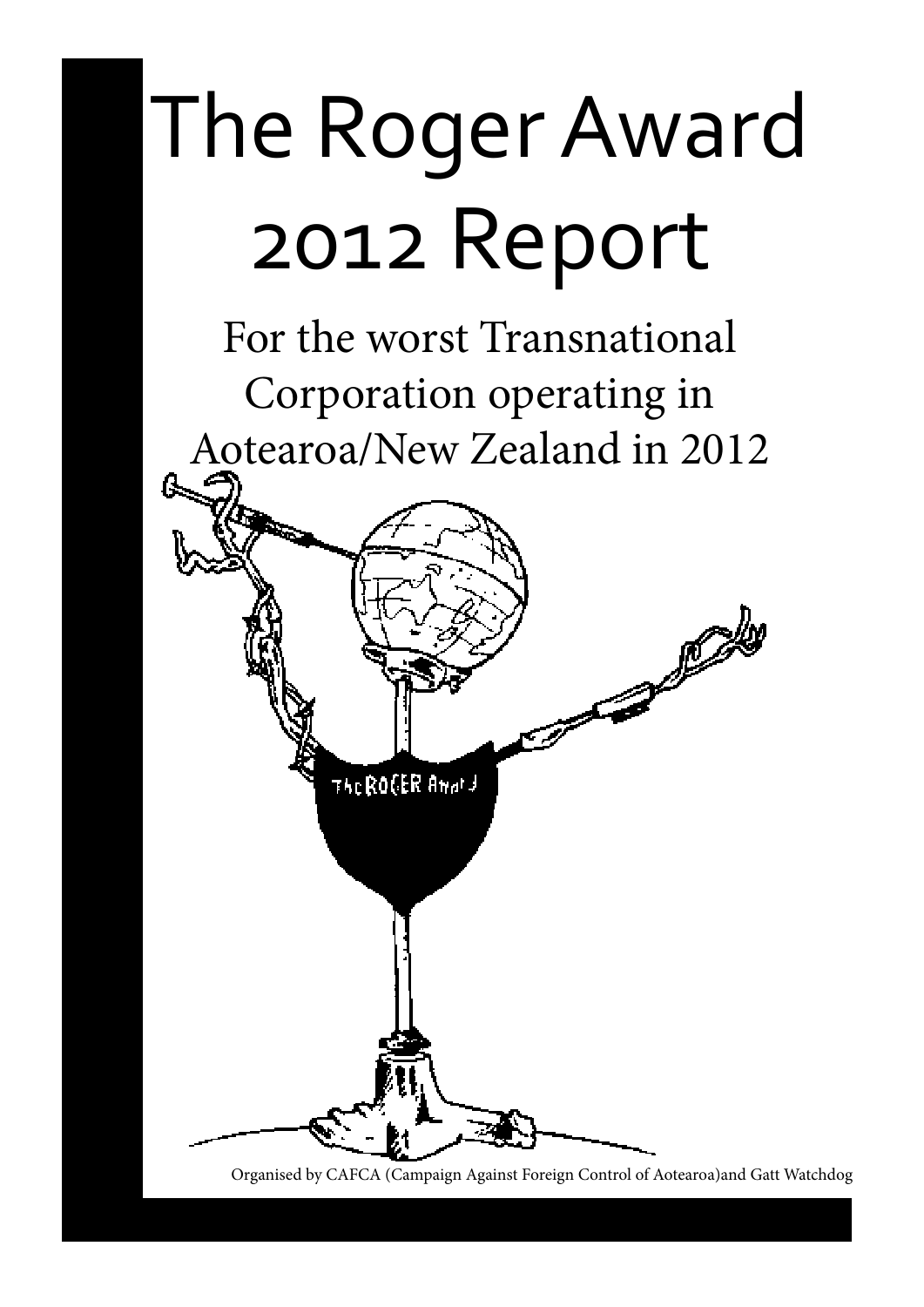# The Roger Award 2012 Report

For the worst Transnational Corporation operating in Aotearoa/New Zealand in 2012

Organised by CAFCA (Campaign Against Foreign Control of Aotearoa)and Gatt Watchdog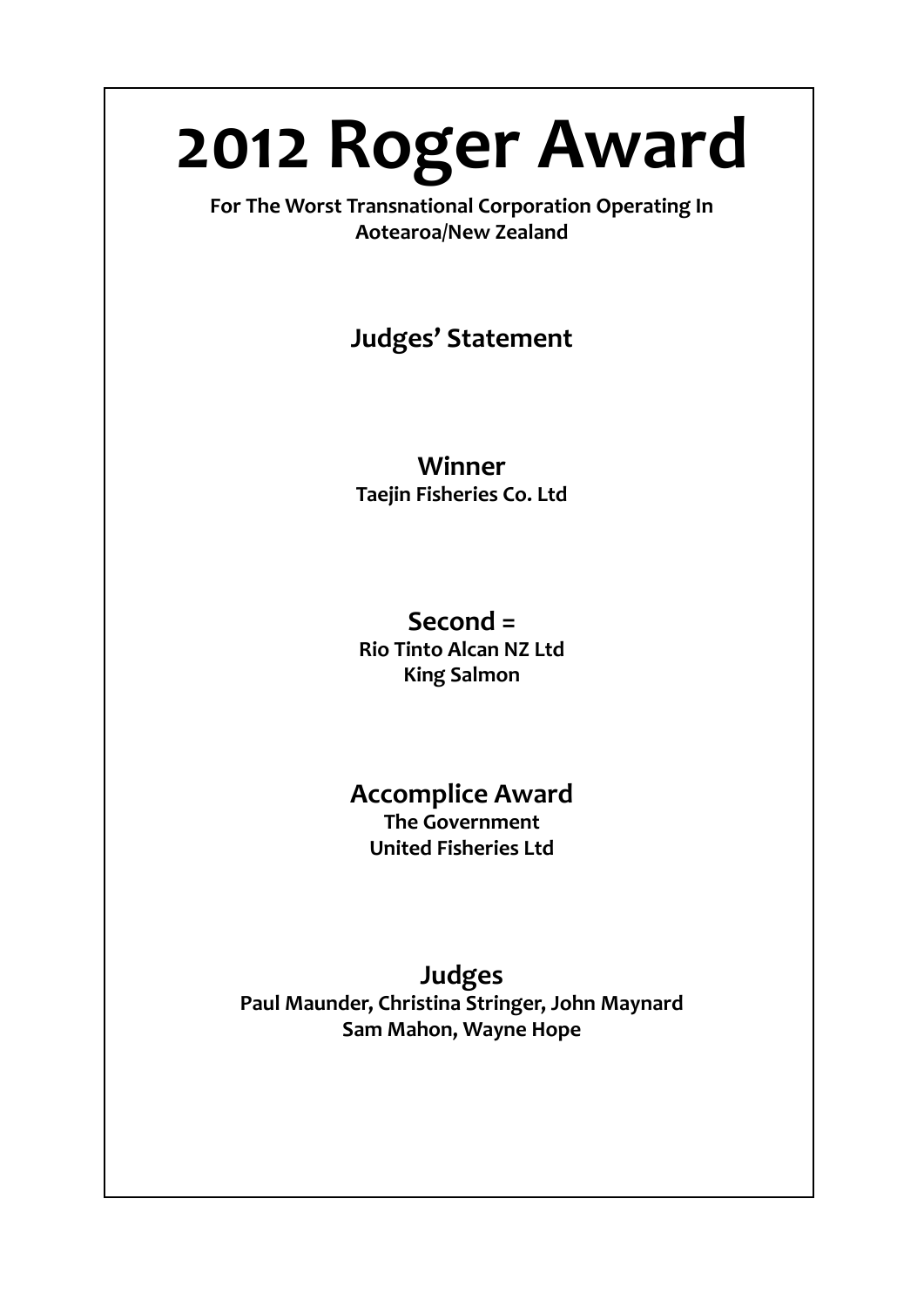# 2012 Roger Award

**For The Worst Transnational Corporation Operating In Aotearoa/New Zealand**

## Judges' Statement

## Winner

**Taejin Fisheries Co. Ltd**

## Second =

**Rio Tinto Alcan NZ Ltd**
**King Salmon**

## Accomplice Award

**The Government**
**United Fisheries Ltd**

## Judges

**Paul Maunder, Christina Stringer, John Maynard**
**Sam Mahon, Wayne Hope**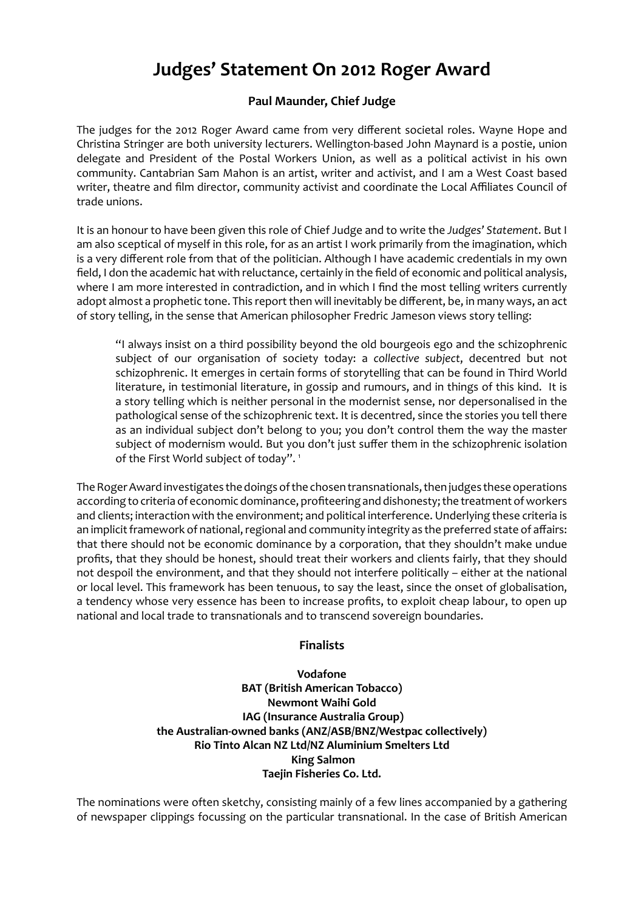# Judges' Statement On 2012 Roger Award

**Paul Maunder, Chief Judge**

The judges for the 2012 Roger Award came from very different societal roles. Wayne Hope and Christina Stringer are both university lecturers. Wellington-based John Maynard is a postie, union delegate and President of the Postal Workers Union, as well as a political activist in his own community. Cantabrian Sam Mahon is an artist, writer and activist, and I am a West Coast based writer, theatre and film director, community activist and coordinate the Local Affiliates Council of trade unions.

It is an honour to have been given this role of Chief Judge and to write the *Judges' Statement*. But I am also sceptical of myself in this role, for as an artist I work primarily from the imagination, which is a very different role from that of the politician. Although I have academic credentials in my own field, I don the academic hat with reluctance, certainly in the field of economic and political analysis, where I am more interested in contradiction, and in which I find the most telling writers currently adopt almost a prophetic tone. This report then will inevitably be different, be, in many ways, an act of story telling, in the sense that American philosopher Fredric Jameson views story telling:

> "I always insist on a third possibility beyond the old bourgeois ego and the schizophrenic subject of our organisation of society today: a *collective subject*, decentred but not schizophrenic. It emerges in certain forms of storytelling that can be found in Third World literature, in testimonial literature, in gossip and rumours, and in things of this kind. It is a story telling which is neither personal in the modernist sense, nor depersonalised in the pathological sense of the schizophrenic text. It is decentred, since the stories you tell there as an individual subject don't belong to you; you don't control them the way the master subject of modernism would. But you don't just suffer them in the schizophrenic isolation of the First World subject of today". [1]

The Roger Award investigates the doings of the chosen transnationals, then judges these operations according to criteria of economic dominance, profiteering and dishonesty; the treatment of workers and clients; interaction with the environment; and political interference. Underlying these criteria is an implicit framework of national, regional and community integrity as the preferred state of affairs: that there should not be economic dominance by a corporation, that they shouldn't make undue profits, that they should be honest, should treat their workers and clients fairly, that they should not despoil the environment, and that they should not interfere politically – either at the national or local level. This framework has been tenuous, to say the least, since the onset of globalisation, a tendency whose very essence has been to increase profits, to exploit cheap labour, to open up national and local trade to transnationals and to transcend sovereign boundaries.

**Finalists**

**Vodafone**
**BAT (British American Tobacco)**
**Newmont Waihi Gold**
**IAG (Insurance Australia Group)**
**the Australian-owned banks (ANZ/ASB/BNZ/Westpac collectively)**
**Rio Tinto Alcan NZ Ltd/NZ Aluminium Smelters Ltd**
**King Salmon**
**Taejin Fisheries Co. Ltd.**

The nominations were often sketchy, consisting mainly of a few lines accompanied by a gathering of newspaper clippings focussing on the particular transnational. In the case of British American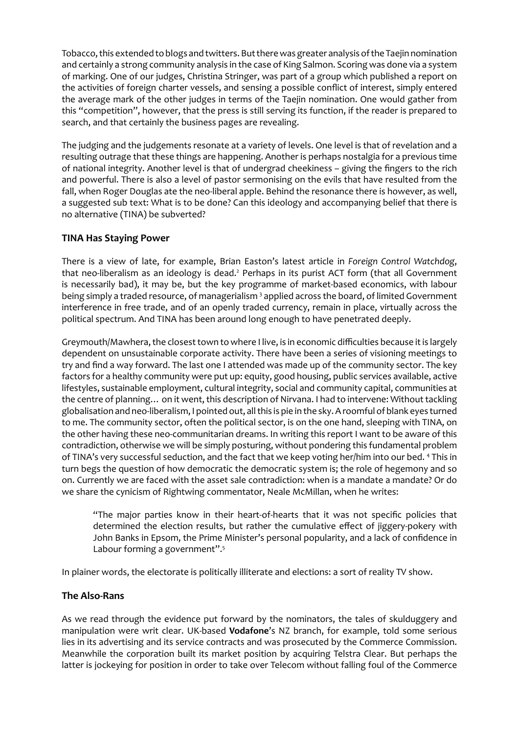Tobacco, this extended to blogs and twitters. But there was greater analysis of the Taejin nomination and certainly a strong community analysis in the case of King Salmon. Scoring was done via a system of marking. One of our judges, Christina Stringer, was part of a group which published a report on the activities of foreign charter vessels, and sensing a possible conflict of interest, simply entered the average mark of the other judges in terms of the Taejin nomination. One would gather from this "competition", however, that the press is still serving its function, if the reader is prepared to search, and that certainly the business pages are revealing.

The judging and the judgements resonate at a variety of levels. One level is that of revelation and a resulting outrage that these things are happening. Another is perhaps nostalgia for a previous time of national integrity. Another level is that of undergrad cheekiness – giving the fingers to the rich and powerful. There is also a level of pastor sermonising on the evils that have resulted from the fall, when Roger Douglas ate the neo-liberal apple. Behind the resonance there is however, as well, a suggested sub text: What is to be done? Can this ideology and accompanying belief that there is no alternative (TINA) be subverted?

## TINA Has Staying Power

There is a view of late, for example, Brian Easton's latest article in *Foreign Control Watchdog*, that neo-liberalism as an ideology is dead.[2] Perhaps in its purist ACT form (that all Government is necessarily bad), it may be, but the key programme of market-based economics, with labour being simply a traded resource, of managerialism [3] applied across the board, of limited Government interference in free trade, and of an openly traded currency, remain in place, virtually across the political spectrum. And TINA has been around long enough to have penetrated deeply.

Greymouth/Mawhera, the closest town to where I live, is in economic difficulties because it is largely dependent on unsustainable corporate activity. There have been a series of visioning meetings to try and find a way forward. The last one I attended was made up of the community sector. The key factors for a healthy community were put up: equity, good housing, public services available, active lifestyles, sustainable employment, cultural integrity, social and community capital, communities at the centre of planning… on it went, this description of Nirvana. I had to intervene: Without tackling globalisation and neo-liberalism, I pointed out, all this is pie in the sky. A roomful of blank eyes turned to me. The community sector, often the political sector, is on the one hand, sleeping with TINA, on the other having these neo-communitarian dreams. In writing this report I want to be aware of this contradiction, otherwise we will be simply posturing, without pondering this fundamental problem of TINA's very successful seduction, and the fact that we keep voting her/him into our bed. [4] This in turn begs the question of how democratic the democratic system is; the role of hegemony and so on. Currently we are faced with the asset sale contradiction: when is a mandate a mandate? Or do we share the cynicism of Rightwing commentator, Neale McMillan, when he writes:

> "The major parties know in their heart-of-hearts that it was not specific policies that determined the election results, but rather the cumulative effect of jiggery-pokery with John Banks in Epsom, the Prime Minister's personal popularity, and a lack of confidence in Labour forming a government".[5]

In plainer words, the electorate is politically illiterate and elections: a sort of reality TV show.

## The Also-Rans

As we read through the evidence put forward by the nominators, the tales of skulduggery and manipulation were writ clear. UK-based **Vodafone**'s NZ branch, for example, told some serious lies in its advertising and its service contracts and was prosecuted by the Commerce Commission. Meanwhile the corporation built its market position by acquiring Telstra Clear. But perhaps the latter is jockeying for position in order to take over Telecom without falling foul of the Commerce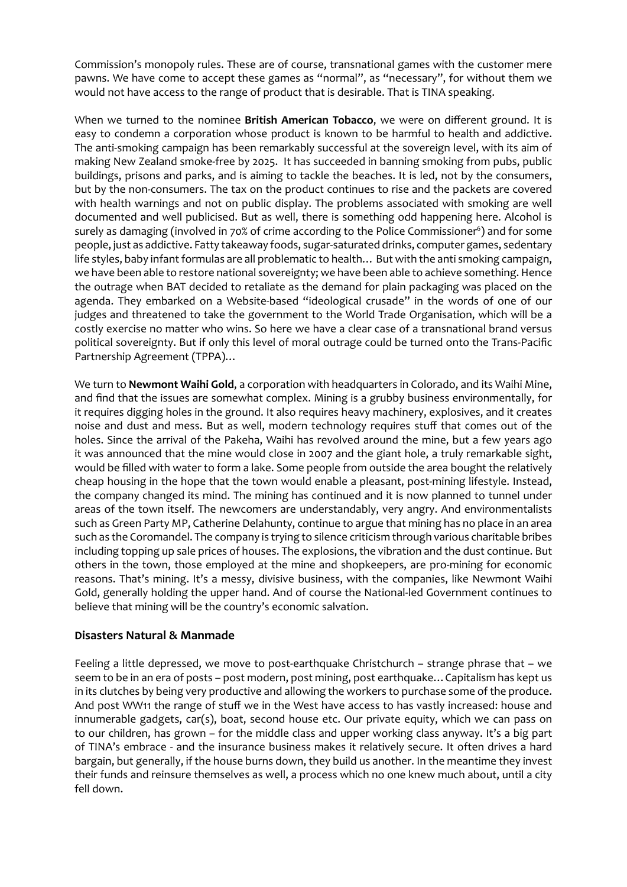Commission's monopoly rules. These are of course, transnational games with the customer mere pawns. We have come to accept these games as "normal", as "necessary", for without them we would not have access to the range of product that is desirable. That is TINA speaking.

When we turned to the nominee **British American Tobacco**, we were on different ground. It is easy to condemn a corporation whose product is known to be harmful to health and addictive. The anti-smoking campaign has been remarkably successful at the sovereign level, with its aim of making New Zealand smoke-free by 2025. It has succeeded in banning smoking from pubs, public buildings, prisons and parks, and is aiming to tackle the beaches. It is led, not by the consumers, but by the non-consumers. The tax on the product continues to rise and the packets are covered with health warnings and not on public display. The problems associated with smoking are well documented and well publicised. But as well, there is something odd happening here. Alcohol is surely as damaging (involved in 70% of crime according to the Police Commissioner[6]) and for some people, just as addictive. Fatty takeaway foods, sugar-saturated drinks, computer games, sedentary life styles, baby infant formulas are all problematic to health… But with the anti smoking campaign, we have been able to restore national sovereignty; we have been able to achieve something. Hence the outrage when BAT decided to retaliate as the demand for plain packaging was placed on the agenda. They embarked on a Website-based "ideological crusade" in the words of one of our judges and threatened to take the government to the World Trade Organisation, which will be a costly exercise no matter who wins. So here we have a clear case of a transnational brand versus political sovereignty. But if only this level of moral outrage could be turned onto the Trans-Pacific Partnership Agreement (TPPA)…

We turn to **Newmont Waihi Gold**, a corporation with headquarters in Colorado, and its Waihi Mine, and find that the issues are somewhat complex. Mining is a grubby business environmentally, for it requires digging holes in the ground. It also requires heavy machinery, explosives, and it creates noise and dust and mess. But as well, modern technology requires stuff that comes out of the holes. Since the arrival of the Pakeha, Waihi has revolved around the mine, but a few years ago it was announced that the mine would close in 2007 and the giant hole, a truly remarkable sight, would be filled with water to form a lake. Some people from outside the area bought the relatively cheap housing in the hope that the town would enable a pleasant, post-mining lifestyle. Instead, the company changed its mind. The mining has continued and it is now planned to tunnel under areas of the town itself. The newcomers are understandably, very angry. And environmentalists such as Green Party MP, Catherine Delahunty, continue to argue that mining has no place in an area such as the Coromandel. The company is trying to silence criticism through various charitable bribes including topping up sale prices of houses. The explosions, the vibration and the dust continue. But others in the town, those employed at the mine and shopkeepers, are pro-mining for economic reasons. That's mining. It's a messy, divisive business, with the companies, like Newmont Waihi Gold, generally holding the upper hand. And of course the National-led Government continues to believe that mining will be the country's economic salvation.

### Disasters Natural & Manmade

Feeling a little depressed, we move to post-earthquake Christchurch – strange phrase that – we seem to be in an era of posts – post modern, post mining, post earthquake… Capitalism has kept us in its clutches by being very productive and allowing the workers to purchase some of the produce. And post WW11 the range of stuff we in the West have access to has vastly increased: house and innumerable gadgets, car(s), boat, second house etc. Our private equity, which we can pass on to our children, has grown – for the middle class and upper working class anyway. It's a big part of TINA's embrace - and the insurance business makes it relatively secure. It often drives a hard bargain, but generally, if the house burns down, they build us another. In the meantime they invest their funds and reinsure themselves as well, a process which no one knew much about, until a city fell down.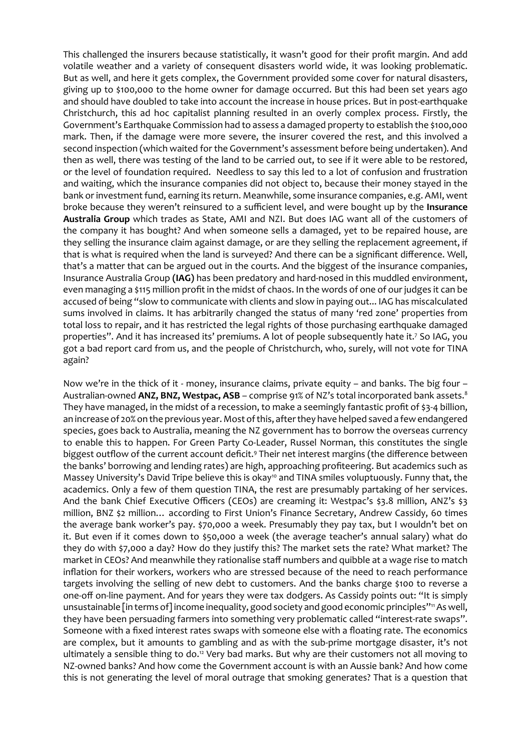This challenged the insurers because statistically, it wasn't good for their profit margin. And add volatile weather and a variety of consequent disasters world wide, it was looking problematic. But as well, and here it gets complex, the Government provided some cover for natural disasters, giving up to $100,000 to the home owner for damage occurred. But this had been set years ago and should have doubled to take into account the increase in house prices. But in post-earthquake Christchurch, this ad hoc capitalist planning resulted in an overly complex process. Firstly, the Government's Earthquake Commission had to assess a damaged property to establish the $100,000 mark. Then, if the damage were more severe, the insurer covered the rest, and this involved a second inspection (which waited for the Government's assessment before being undertaken). And then as well, there was testing of the land to be carried out, to see if it were able to be restored, or the level of foundation required. Needless to say this led to a lot of confusion and frustration and waiting, which the insurance companies did not object to, because their money stayed in the bank or investment fund, earning its return. Meanwhile, some insurance companies, e.g. AMI, went broke because they weren't reinsured to a sufficient level, and were bought up by the **Insurance Australia Group** which trades as State, AMI and NZI. But does IAG want all of the customers of the company it has bought? And when someone sells a damaged, yet to be repaired house, are they selling the insurance claim against damage, or are they selling the replacement agreement, if that is what is required when the land is surveyed? And there can be a significant difference. Well, that's a matter that can be argued out in the courts. And the biggest of the insurance companies, Insurance Australia Group **(IAG)** has been predatory and hard-nosed in this muddled environment, even managing a $115 million profit in the midst of chaos. In the words of one of our judges it can be accused of being "slow to communicate with clients and slow in paying out... IAG has miscalculated sums involved in claims. It has arbitrarily changed the status of many 'red zone' properties from total loss to repair, and it has restricted the legal rights of those purchasing earthquake damaged properties". And it has increased its' premiums. A lot of people subsequently hate it.[7] So IAG, you got a bad report card from us, and the people of Christchurch, who, surely, will not vote for TINA again?

Now we're in the thick of it - money, insurance claims, private equity – and banks. The big four – Australian-owned **ANZ, BNZ, Westpac, ASB** – comprise 91% of NZ's total incorporated bank assets.[8] They have managed, in the midst of a recession, to make a seemingly fantastic profit of $3-4 billion, an increase of 20% on the previous year. Most of this, after they have helped saved a few endangered species, goes back to Australia, meaning the NZ government has to borrow the overseas currency to enable this to happen. For Green Party Co-Leader, Russel Norman, this constitutes the single biggest outflow of the current account deficit.[9] Their net interest margins (the difference between the banks' borrowing and lending rates) are high, approaching profiteering. But academics such as Massey University's David Tripe believe this is okay[10] and TINA smiles voluptuously. Funny that, the academics. Only a few of them question TINA, the rest are presumably partaking of her services. And the bank Chief Executive Officers (CEOs) are creaming it: Westpac's $3.8 million, ANZ's $3 million, BNZ $2 million… according to First Union's Finance Secretary, Andrew Cassidy, 60 times the average bank worker's pay. $70,000 a week. Presumably they pay tax, but I wouldn't bet on it. But even if it comes down to $50,000 a week (the average teacher's annual salary) what do they do with $7,000 a day? How do they justify this? The market sets the rate? What market? The market in CEOs? And meanwhile they rationalise staff numbers and quibble at a wage rise to match inflation for their workers, workers who are stressed because of the need to reach performance targets involving the selling of new debt to customers. And the banks charge $100 to reverse a one-off on-line payment. And for years they were tax dodgers. As Cassidy points out: "It is simply unsustainable [in terms of] income inequality, good society and good economic principles"[11] As well, they have been persuading farmers into something very problematic called "interest-rate swaps". Someone with a fixed interest rates swaps with someone else with a floating rate. The economics are complex, but it amounts to gambling and as with the sub-prime mortgage disaster, it's not ultimately a sensible thing to do.[12] Very bad marks. But why are their customers not all moving to NZ-owned banks? And how come the Government account is with an Aussie bank? And how come this is not generating the level of moral outrage that smoking generates? That is a question that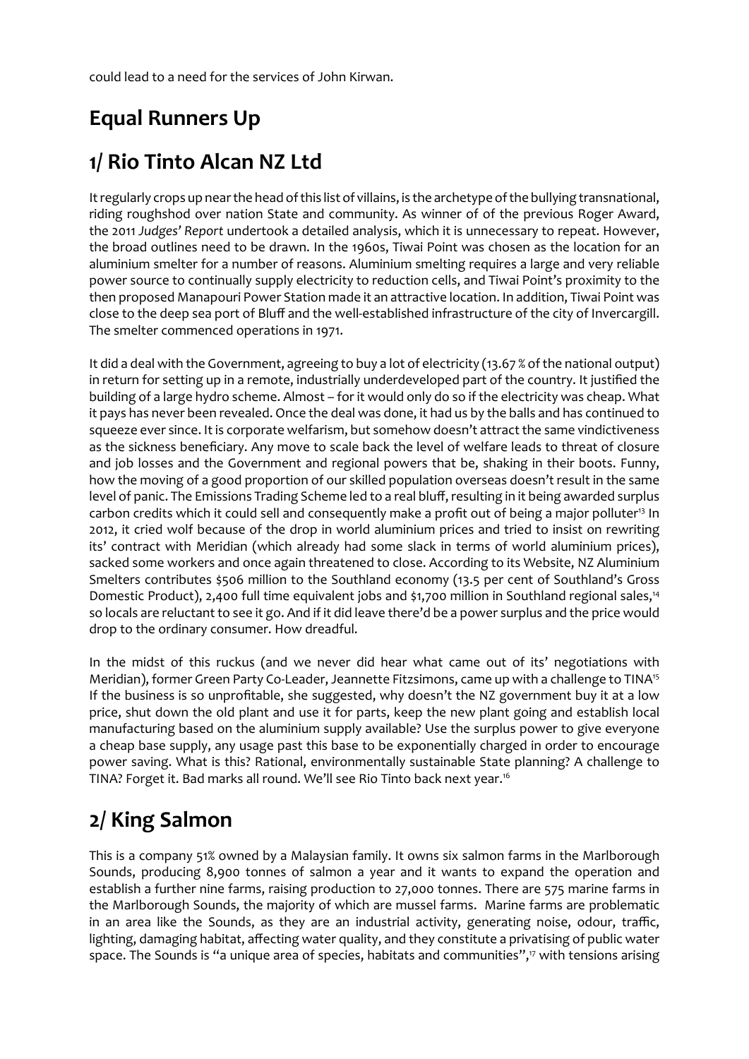could lead to a need for the services of John Kirwan.

# Equal Runners Up

# 1/ Rio Tinto Alcan NZ Ltd

It regularly crops up near the head of this list of villains, is the archetype of the bullying transnational, riding roughshod over nation State and community. As winner of of the previous Roger Award, the 2011 *Judges' Report* undertook a detailed analysis, which it is unnecessary to repeat. However, the broad outlines need to be drawn. In the 1960s, Tiwai Point was chosen as the location for an aluminium smelter for a number of reasons. Aluminium smelting requires a large and very reliable power source to continually supply electricity to reduction cells, and Tiwai Point's proximity to the then proposed Manapouri Power Station made it an attractive location. In addition, Tiwai Point was close to the deep sea port of Bluff and the well-established infrastructure of the city of Invercargill. The smelter commenced operations in 1971.

It did a deal with the Government, agreeing to buy a lot of electricity (13.67 % of the national output) in return for setting up in a remote, industrially underdeveloped part of the country. It justified the building of a large hydro scheme. Almost – for it would only do so if the electricity was cheap. What it pays has never been revealed. Once the deal was done, it had us by the balls and has continued to squeeze ever since. It is corporate welfarism, but somehow doesn't attract the same vindictiveness as the sickness beneficiary. Any move to scale back the level of welfare leads to threat of closure and job losses and the Government and regional powers that be, shaking in their boots. Funny, how the moving of a good proportion of our skilled population overseas doesn't result in the same level of panic. The Emissions Trading Scheme led to a real bluff, resulting in it being awarded surplus carbon credits which it could sell and consequently make a profit out of being a major polluter[13] In 2012, it cried wolf because of the drop in world aluminium prices and tried to insist on rewriting its' contract with Meridian (which already had some slack in terms of world aluminium prices), sacked some workers and once again threatened to close. According to its Website, NZ Aluminium Smelters contributes $506 million to the Southland economy (13.5 per cent of Southland's Gross Domestic Product), 2,400 full time equivalent jobs and $1,700 million in Southland regional sales,[14] so locals are reluctant to see it go. And if it did leave there'd be a power surplus and the price would drop to the ordinary consumer. How dreadful.

In the midst of this ruckus (and we never did hear what came out of its' negotiations with Meridian), former Green Party Co-Leader, Jeannette Fitzsimons, came up with a challenge to TINA[15] If the business is so unprofitable, she suggested, why doesn't the NZ government buy it at a low price, shut down the old plant and use it for parts, keep the new plant going and establish local manufacturing based on the aluminium supply available? Use the surplus power to give everyone a cheap base supply, any usage past this base to be exponentially charged in order to encourage power saving. What is this? Rational, environmentally sustainable State planning? A challenge to TINA? Forget it. Bad marks all round. We'll see Rio Tinto back next year.[16]

# 2/ King Salmon

This is a company 51% owned by a Malaysian family. It owns six salmon farms in the Marlborough Sounds, producing 8,900 tonnes of salmon a year and it wants to expand the operation and establish a further nine farms, raising production to 27,000 tonnes. There are 575 marine farms in the Marlborough Sounds, the majority of which are mussel farms. Marine farms are problematic in an area like the Sounds, as they are an industrial activity, generating noise, odour, traffic, lighting, damaging habitat, affecting water quality, and they constitute a privatising of public water space. The Sounds is "a unique area of species, habitats and communities",[17] with tensions arising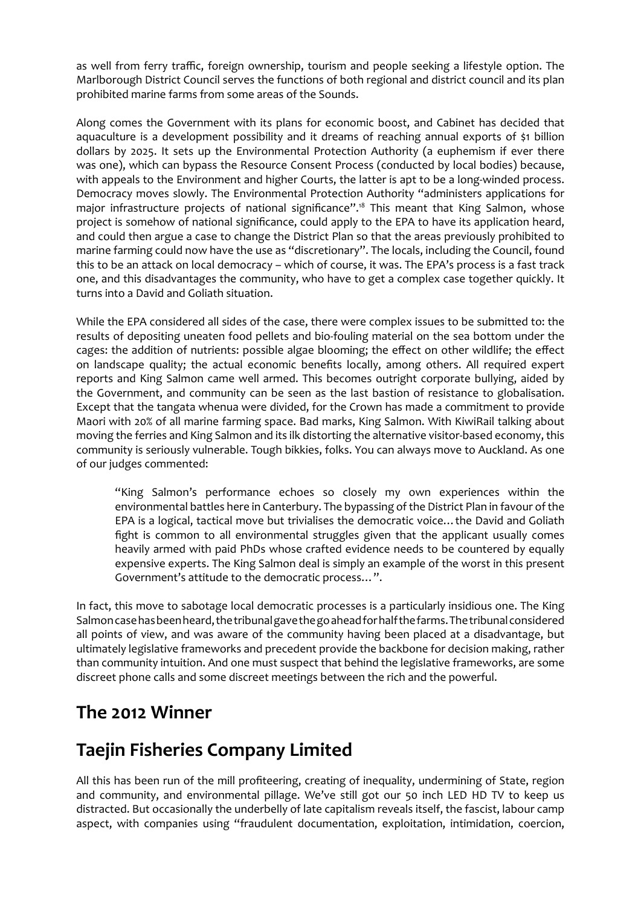as well from ferry traffic, foreign ownership, tourism and people seeking a lifestyle option. The Marlborough District Council serves the functions of both regional and district council and its plan prohibited marine farms from some areas of the Sounds.

Along comes the Government with its plans for economic boost, and Cabinet has decided that aquaculture is a development possibility and it dreams of reaching annual exports of $1 billion dollars by 2025. It sets up the Environmental Protection Authority (a euphemism if ever there was one), which can bypass the Resource Consent Process (conducted by local bodies) because, with appeals to the Environment and higher Courts, the latter is apt to be a long-winded process. Democracy moves slowly. The Environmental Protection Authority "administers applications for major infrastructure projects of national significance".[18] This meant that King Salmon, whose project is somehow of national significance, could apply to the EPA to have its application heard, and could then argue a case to change the District Plan so that the areas previously prohibited to marine farming could now have the use as "discretionary". The locals, including the Council, found this to be an attack on local democracy – which of course, it was. The EPA's process is a fast track one, and this disadvantages the community, who have to get a complex case together quickly. It turns into a David and Goliath situation.

While the EPA considered all sides of the case, there were complex issues to be submitted to: the results of depositing uneaten food pellets and bio-fouling material on the sea bottom under the cages: the addition of nutrients: possible algae blooming; the effect on other wildlife; the effect on landscape quality; the actual economic benefits locally, among others. All required expert reports and King Salmon came well armed. This becomes outright corporate bullying, aided by the Government, and community can be seen as the last bastion of resistance to globalisation. Except that the tangata whenua were divided, for the Crown has made a commitment to provide Maori with 20% of all marine farming space. Bad marks, King Salmon. With KiwiRail talking about moving the ferries and King Salmon and its ilk distorting the alternative visitor-based economy, this community is seriously vulnerable. Tough bikkies, folks. You can always move to Auckland. As one of our judges commented:

> "King Salmon's performance echoes so closely my own experiences within the environmental battles here in Canterbury. The bypassing of the District Plan in favour of the EPA is a logical, tactical move but trivialises the democratic voice… the David and Goliath fight is common to all environmental struggles given that the applicant usually comes heavily armed with paid PhDs whose crafted evidence needs to be countered by equally expensive experts. The King Salmon deal is simply an example of the worst in this present Government's attitude to the democratic process…".

In fact, this move to sabotage local democratic processes is a particularly insidious one. The King Salmon case has been heard, the tribunal gave the go ahead for half the farms. The tribunal considered all points of view, and was aware of the community having been placed at a disadvantage, but ultimately legislative frameworks and precedent provide the backbone for decision making, rather than community intuition. And one must suspect that behind the legislative frameworks, are some discreet phone calls and some discreet meetings between the rich and the powerful.

## The 2012 Winner

## Taejin Fisheries Company Limited

All this has been run of the mill profiteering, creating of inequality, undermining of State, region and community, and environmental pillage. We've still got our 50 inch LED HD TV to keep us distracted. But occasionally the underbelly of late capitalism reveals itself, the fascist, labour camp aspect, with companies using "fraudulent documentation, exploitation, intimidation, coercion,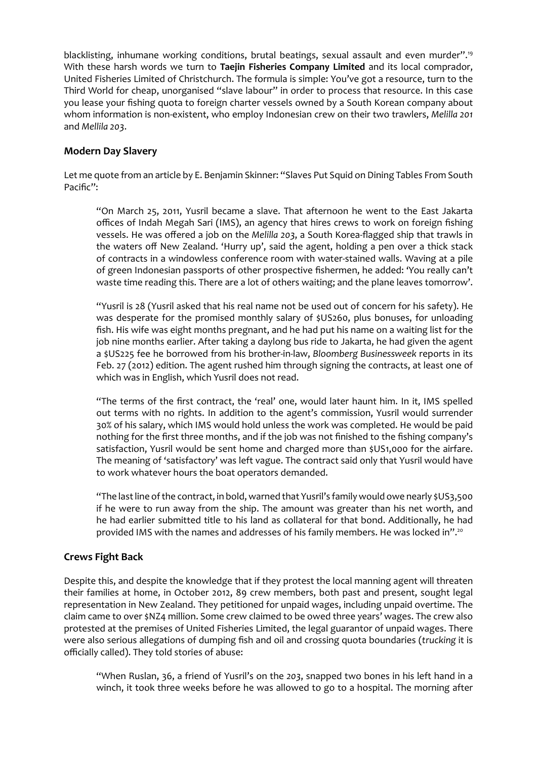blacklisting, inhumane working conditions, brutal beatings, sexual assault and even murder".[19] With these harsh words we turn to **Taejin Fisheries Company Limited** and its local comprador, United Fisheries Limited of Christchurch. The formula is simple: You've got a resource, turn to the Third World for cheap, unorganised "slave labour" in order to process that resource. In this case you lease your fishing quota to foreign charter vessels owned by a South Korean company about whom information is non-existent, who employ Indonesian crew on their two trawlers, *Melilla 201* and *Mellila 203*.

## Modern Day Slavery

Let me quote from an article by E. Benjamin Skinner: "Slaves Put Squid on Dining Tables From South Pacific":

> "On March 25, 2011, Yusril became a slave. That afternoon he went to the East Jakarta offices of Indah Megah Sari (IMS), an agency that hires crews to work on foreign fishing vessels. He was offered a job on the *Melilla 203*, a South Korea-flagged ship that trawls in the waters off New Zealand. 'Hurry up', said the agent, holding a pen over a thick stack of contracts in a windowless conference room with water-stained walls. Waving at a pile of green Indonesian passports of other prospective fishermen, he added: 'You really can't waste time reading this. There are a lot of others waiting; and the plane leaves tomorrow'.
>
> "Yusril is 28 (Yusril asked that his real name not be used out of concern for his safety). He was desperate for the promised monthly salary of $US260, plus bonuses, for unloading fish. His wife was eight months pregnant, and he had put his name on a waiting list for the job nine months earlier. After taking a daylong bus ride to Jakarta, he had given the agent a $US225 fee he borrowed from his brother-in-law, *Bloomberg Businessweek* reports in its Feb. 27 (2012) edition. The agent rushed him through signing the contracts, at least one of which was in English, which Yusril does not read.
>
> "The terms of the first contract, the 'real' one, would later haunt him. In it, IMS spelled out terms with no rights. In addition to the agent's commission, Yusril would surrender 30% of his salary, which IMS would hold unless the work was completed. He would be paid nothing for the first three months, and if the job was not finished to the fishing company's satisfaction, Yusril would be sent home and charged more than $US1,000 for the airfare. The meaning of 'satisfactory' was left vague. The contract said only that Yusril would have to work whatever hours the boat operators demanded.
>
> "The last line of the contract, in bold, warned that Yusril's family would owe nearly $US3,500 if he were to run away from the ship. The amount was greater than his net worth, and he had earlier submitted title to his land as collateral for that bond. Additionally, he had provided IMS with the names and addresses of his family members. He was locked in".[20]

## Crews Fight Back

Despite this, and despite the knowledge that if they protest the local manning agent will threaten their families at home, in October 2012, 89 crew members, both past and present, sought legal representation in New Zealand. They petitioned for unpaid wages, including unpaid overtime. The claim came to over $NZ4 million. Some crew claimed to be owed three years' wages. The crew also protested at the premises of United Fisheries Limited, the legal guarantor of unpaid wages. There were also serious allegations of dumping fish and oil and crossing quota boundaries (*trucking* it is officially called). They told stories of abuse:

> "When Ruslan, 36, a friend of Yusril's on the *203*, snapped two bones in his left hand in a winch, it took three weeks before he was allowed to go to a hospital. The morning after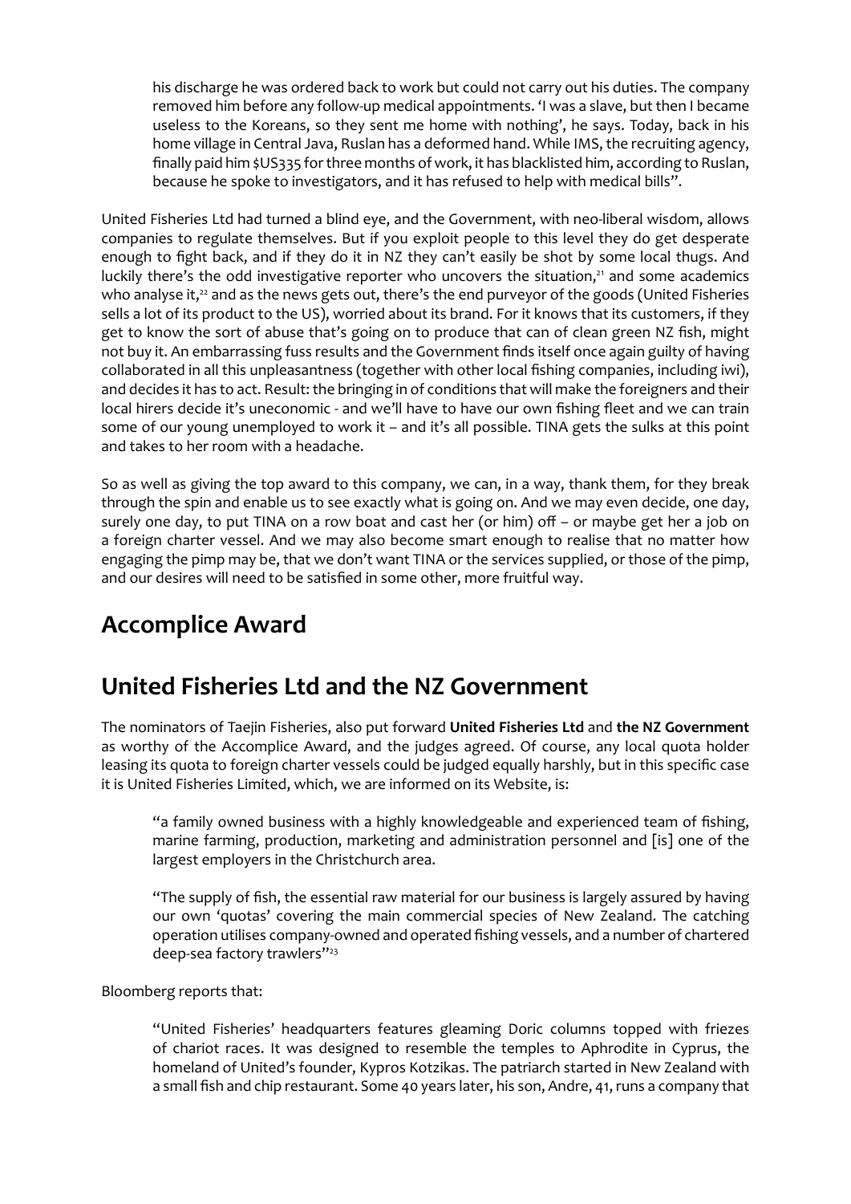> his discharge he was ordered back to work but could not carry out his duties. The company removed him before any follow-up medical appointments. 'I was a slave, but then I became useless to the Koreans, so they sent me home with nothing', he says. Today, back in his home village in Central Java, Ruslan has a deformed hand. While IMS, the recruiting agency, finally paid him $US335 for three months of work, it has blacklisted him, according to Ruslan, because he spoke to investigators, and it has refused to help with medical bills".

United Fisheries Ltd had turned a blind eye, and the Government, with neo-liberal wisdom, allows companies to regulate themselves. But if you exploit people to this level they do get desperate enough to fight back, and if they do it in NZ they can't easily be shot by some local thugs. And luckily there's the odd investigative reporter who uncovers the situation,[21] and some academics who analyse it,[22] and as the news gets out, there's the end purveyor of the goods (United Fisheries sells a lot of its product to the US), worried about its brand. For it knows that its customers, if they get to know the sort of abuse that's going on to produce that can of clean green NZ fish, might not buy it. An embarrassing fuss results and the Government finds itself once again guilty of having collaborated in all this unpleasantness (together with other local fishing companies, including iwi), and decides it has to act. Result: the bringing in of conditions that will make the foreigners and their local hirers decide it's uneconomic - and we'll have to have our own fishing fleet and we can train some of our young unemployed to work it – and it's all possible. TINA gets the sulks at this point and takes to her room with a headache.

So as well as giving the top award to this company, we can, in a way, thank them, for they break through the spin and enable us to see exactly what is going on. And we may even decide, one day, surely one day, to put TINA on a row boat and cast her (or him) off – or maybe get her a job on a foreign charter vessel. And we may also become smart enough to realise that no matter how engaging the pimp may be, that we don't want TINA or the services supplied, or those of the pimp, and our desires will need to be satisfied in some other, more fruitful way.

## Accomplice Award

## United Fisheries Ltd and the NZ Government

The nominators of Taejin Fisheries, also put forward **United Fisheries Ltd** and **the NZ Government** as worthy of the Accomplice Award, and the judges agreed. Of course, any local quota holder leasing its quota to foreign charter vessels could be judged equally harshly, but in this specific case it is United Fisheries Limited, which, we are informed on its Website, is:

> "a family owned business with a highly knowledgeable and experienced team of fishing, marine farming, production, marketing and administration personnel and [is] one of the largest employers in the Christchurch area.
>
> "The supply of fish, the essential raw material for our business is largely assured by having our own 'quotas' covering the main commercial species of New Zealand. The catching operation utilises company-owned and operated fishing vessels, and a number of chartered deep-sea factory trawlers"[23]

Bloomberg reports that:

> "United Fisheries' headquarters features gleaming Doric columns topped with friezes of chariot races. It was designed to resemble the temples to Aphrodite in Cyprus, the homeland of United's founder, Kypros Kotzikas. The patriarch started in New Zealand with a small fish and chip restaurant. Some 40 years later, his son, Andre, 41, runs a company that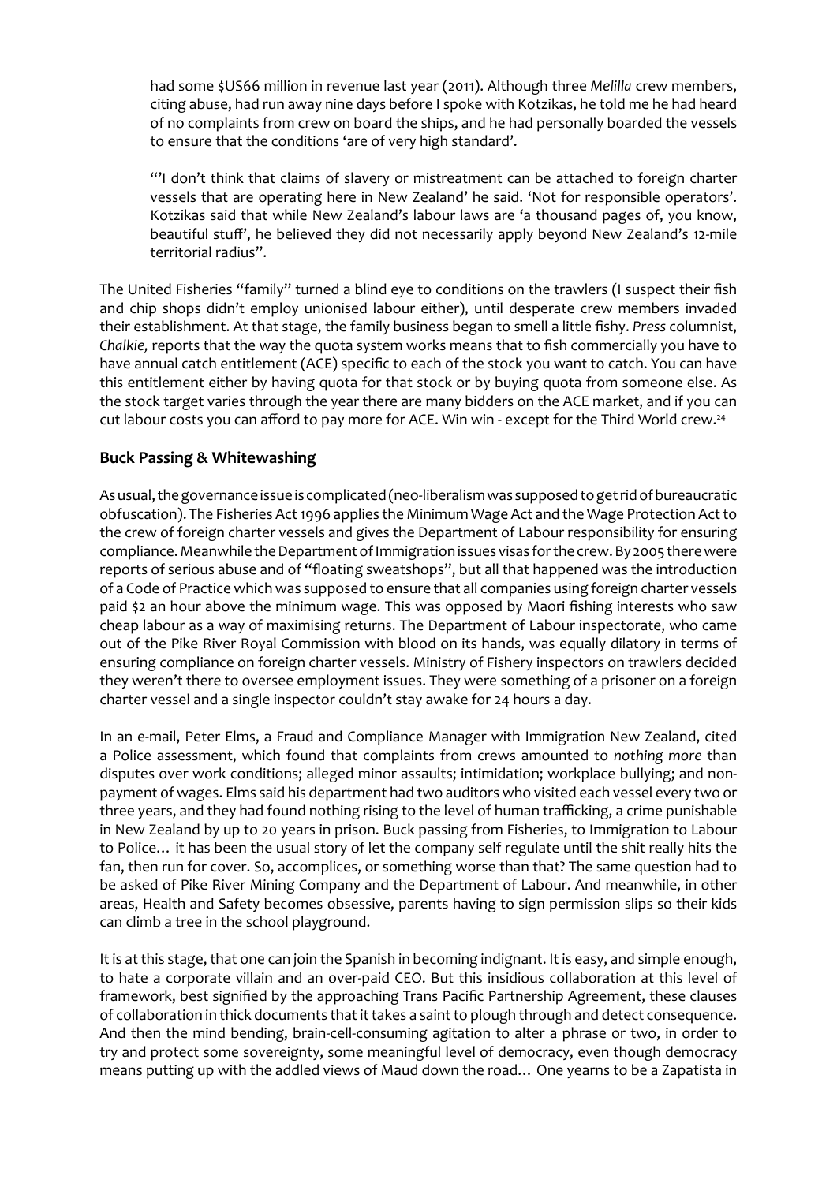> had some $US66 million in revenue last year (2011). Although three *Melilla* crew members, citing abuse, had run away nine days before I spoke with Kotzikas, he told me he had heard of no complaints from crew on board the ships, and he had personally boarded the vessels to ensure that the conditions 'are of very high standard'.
>
> "'I don't think that claims of slavery or mistreatment can be attached to foreign charter vessels that are operating here in New Zealand' he said. 'Not for responsible operators'. Kotzikas said that while New Zealand's labour laws are 'a thousand pages of, you know, beautiful stuff', he believed they did not necessarily apply beyond New Zealand's 12-mile territorial radius".

The United Fisheries "family" turned a blind eye to conditions on the trawlers (I suspect their fish and chip shops didn't employ unionised labour either), until desperate crew members invaded their establishment. At that stage, the family business began to smell a little fishy. *Press* columnist, *Chalkie,* reports that the way the quota system works means that to fish commercially you have to have annual catch entitlement (ACE) specific to each of the stock you want to catch. You can have this entitlement either by having quota for that stock or by buying quota from someone else. As the stock target varies through the year there are many bidders on the ACE market, and if you can cut labour costs you can afford to pay more for ACE. Win win - except for the Third World crew.[24]

## Buck Passing & Whitewashing

As usual, the governance issue is complicated (neo-liberalism was supposed to get rid of bureaucratic obfuscation). The Fisheries Act 1996 applies the Minimum Wage Act and the Wage Protection Act to the crew of foreign charter vessels and gives the Department of Labour responsibility for ensuring compliance. Meanwhile the Department of Immigration issues visas for the crew. By 2005 there were reports of serious abuse and of "floating sweatshops", but all that happened was the introduction of a Code of Practice which was supposed to ensure that all companies using foreign charter vessels paid $2 an hour above the minimum wage. This was opposed by Maori fishing interests who saw cheap labour as a way of maximising returns. The Department of Labour inspectorate, who came out of the Pike River Royal Commission with blood on its hands, was equally dilatory in terms of ensuring compliance on foreign charter vessels. Ministry of Fishery inspectors on trawlers decided they weren't there to oversee employment issues. They were something of a prisoner on a foreign charter vessel and a single inspector couldn't stay awake for 24 hours a day.

In an e-mail, Peter Elms, a Fraud and Compliance Manager with Immigration New Zealand, cited a Police assessment, which found that complaints from crews amounted to *nothing more* than disputes over work conditions; alleged minor assaults; intimidation; workplace bullying; and non-payment of wages. Elms said his department had two auditors who visited each vessel every two or three years, and they had found nothing rising to the level of human trafficking, a crime punishable in New Zealand by up to 20 years in prison. Buck passing from Fisheries, to Immigration to Labour to Police… it has been the usual story of let the company self regulate until the shit really hits the fan, then run for cover. So, accomplices, or something worse than that? The same question had to be asked of Pike River Mining Company and the Department of Labour. And meanwhile, in other areas, Health and Safety becomes obsessive, parents having to sign permission slips so their kids can climb a tree in the school playground.

It is at this stage, that one can join the Spanish in becoming indignant. It is easy, and simple enough, to hate a corporate villain and an over-paid CEO. But this insidious collaboration at this level of framework, best signified by the approaching Trans Pacific Partnership Agreement, these clauses of collaboration in thick documents that it takes a saint to plough through and detect consequence. And then the mind bending, brain-cell-consuming agitation to alter a phrase or two, in order to try and protect some sovereignty, some meaningful level of democracy, even though democracy means putting up with the addled views of Maud down the road… One yearns to be a Zapatista in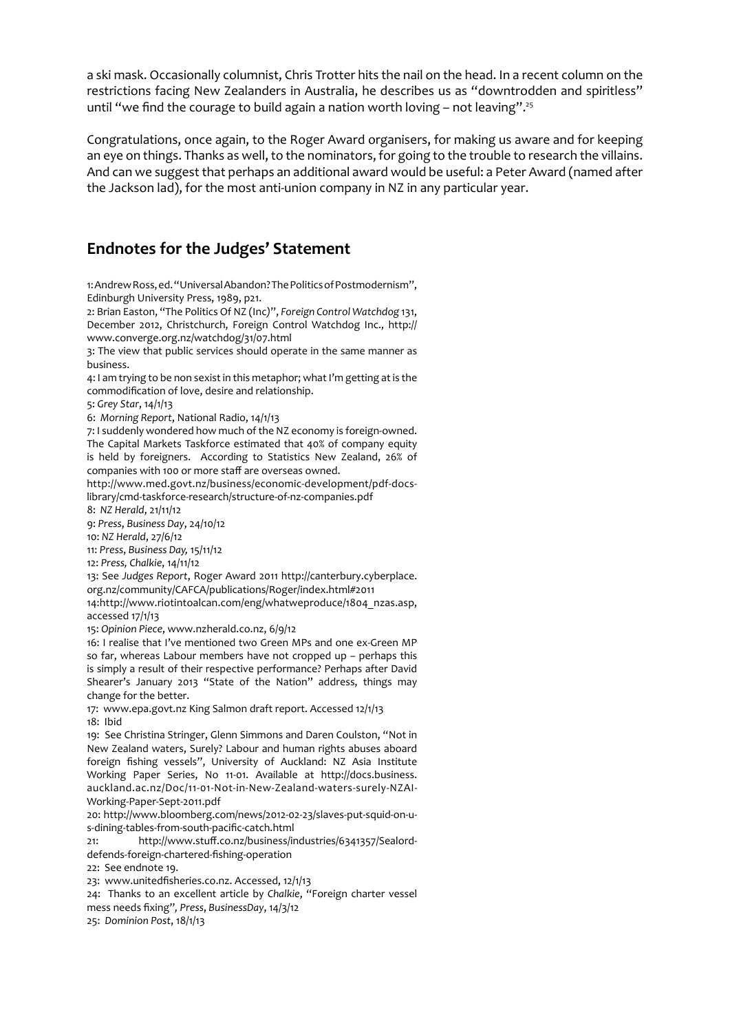a ski mask. Occasionally columnist, Chris Trotter hits the nail on the head. In a recent column on the restrictions facing New Zealanders in Australia, he describes us as "downtrodden and spiritless" until "we find the courage to build again a nation worth loving – not leaving".[25]

Congratulations, once again, to the Roger Award organisers, for making us aware and for keeping an eye on things. Thanks as well, to the nominators, for going to the trouble to research the villains. And can we suggest that perhaps an additional award would be useful: a Peter Award (named after the Jackson lad), for the most anti-union company in NZ in any particular year.

## Endnotes for the Judges' Statement

1: Andrew Ross, ed. "Universal Abandon? The Politics of Postmodernism", Edinburgh University Press, 1989, p21.

2: Brian Easton, "The Politics Of NZ (Inc)", *Foreign Control Watchdog* 131, December 2012, Christchurch, Foreign Control Watchdog Inc., http://www.converge.org.nz/watchdog/31/07.html

3: The view that public services should operate in the same manner as business.

4: I am trying to be non sexist in this metaphor; what I'm getting at is the commodification of love, desire and relationship.

5: *Grey Star*, 14/1/13

6: *Morning Report*, National Radio, 14/1/13

7: I suddenly wondered how much of the NZ economy is foreign-owned. The Capital Markets Taskforce estimated that 40% of company equity is held by foreigners. According to Statistics New Zealand, 26% of companies with 100 or more staff are overseas owned.
http://www.med.govt.nz/business/economic-development/pdf-docs-library/cmd-taskforce-research/structure-of-nz-companies.pdf

8: *NZ Herald*, 21/11/12

9: *Press*, *Business Day*, 24/10/12

10: *NZ Herald*, 27/6/12

11: *Press*, *Business Day*, 15/11/12

12: *Press*, *Chalkie*, 14/11/12

13: See *Judges Report*, Roger Award 2011 http://canterbury.cyberplace.org.nz/community/CAFCA/publications/Roger/index.html#2011

14: http://www.riotintoalcan.com/eng/whatweproduce/1804_nzas.asp, accessed 17/1/13

15: *Opinion Piece*, www.nzherald.co.nz, 6/9/12

16: I realise that I've mentioned two Green MPs and one ex-Green MP so far, whereas Labour members have not cropped up – perhaps this is simply a result of their respective performance? Perhaps after David Shearer's January 2013 "State of the Nation" address, things may change for the better.

17: www.epa.govt.nz King Salmon draft report. Accessed 12/1/13

18: Ibid

19: See Christina Stringer, Glenn Simmons and Daren Coulston, "Not in New Zealand waters, Surely? Labour and human rights abuses aboard foreign fishing vessels", University of Auckland: NZ Asia Institute Working Paper Series, No 11-01. Available at http://docs.business.auckland.ac.nz/Doc/11-01-Not-in-New-Zealand-waters-surely-NZAI-Working-Paper-Sept-2011.pdf

20: http://www.bloomberg.com/news/2012-02-23/slaves-put-squid-on-u-s-dining-tables-from-south-pacific-catch.html

21: http://www.stuff.co.nz/business/industries/6341357/Sealord-defends-foreign-chartered-fishing-operation

22: See endnote 19.

23: www.unitedfisheries.co.nz. Accessed, 12/1/13

24: Thanks to an excellent article by *Chalkie*, "Foreign charter vessel mess needs fixing", *Press*, *BusinessDay*, 14/3/12

25: *Dominion Post*, 18/1/13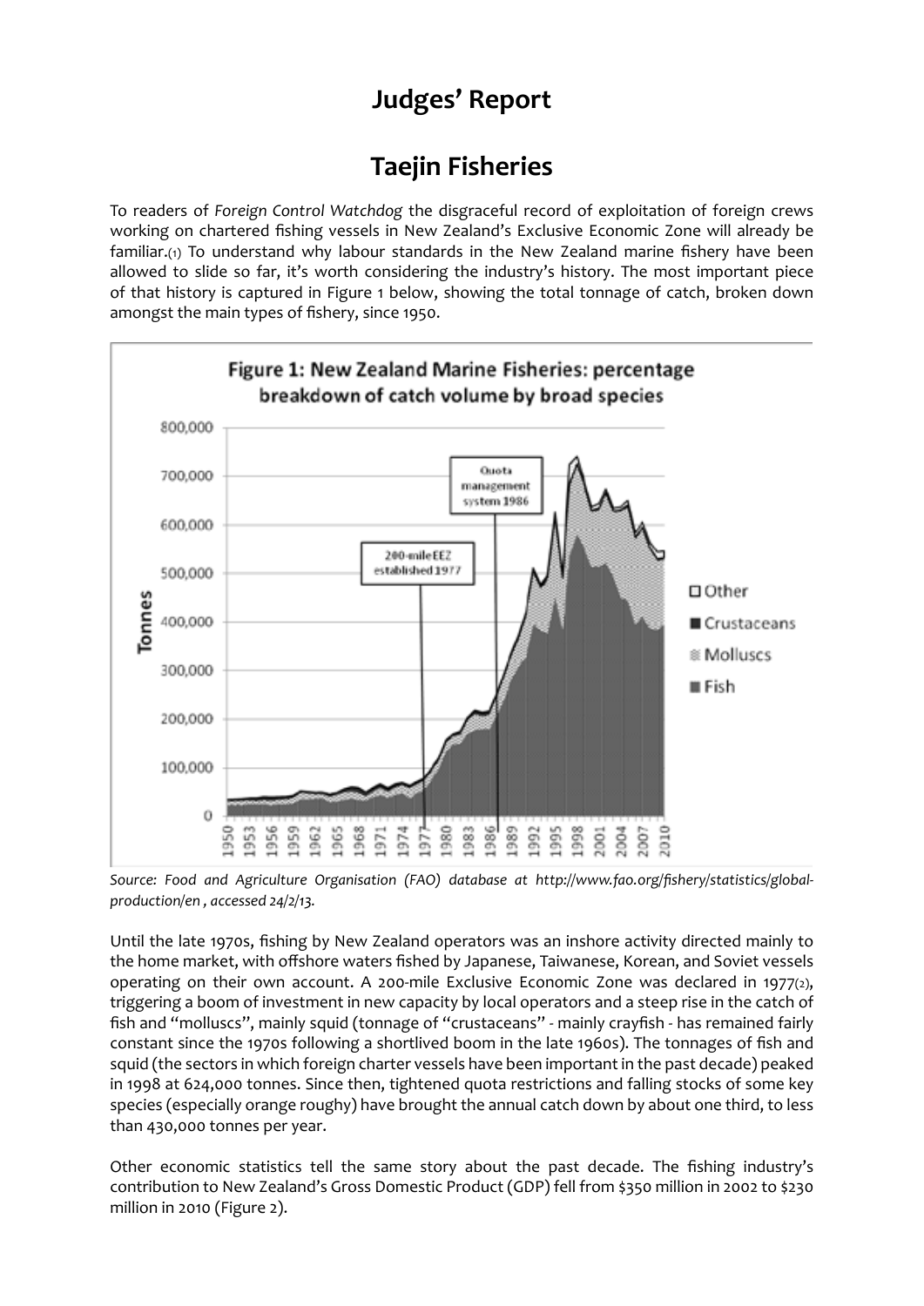# Judges' Report

## Taejin Fisheries

To readers of *Foreign Control Watchdog* the disgraceful record of exploitation of foreign crews working on chartered fishing vessels in New Zealand's Exclusive Economic Zone will already be familiar.(1) To understand why labour standards in the New Zealand marine fishery have been allowed to slide so far, it's worth considering the industry's history. The most important piece of that history is captured in Figure 1 below, showing the total tonnage of catch, broken down amongst the main types of fishery, since 1950.

Figure 1: New Zealand Marine Fisheries: percentage breakdown of catch volume by broad species

*Source: Food and Agriculture Organisation (FAO) database at http://www.fao.org/fishery/statistics/global-production/en , accessed 24/2/13.*

Until the late 1970s, fishing by New Zealand operators was an inshore activity directed mainly to the home market, with offshore waters fished by Japanese, Taiwanese, Korean, and Soviet vessels operating on their own account. A 200-mile Exclusive Economic Zone was declared in 1977(2), triggering a boom of investment in new capacity by local operators and a steep rise in the catch of fish and "molluscs", mainly squid (tonnage of "crustaceans" - mainly crayfish - has remained fairly constant since the 1970s following a shortlived boom in the late 1960s). The tonnages of fish and squid (the sectors in which foreign charter vessels have been important in the past decade) peaked in 1998 at 624,000 tonnes. Since then, tightened quota restrictions and falling stocks of some key species (especially orange roughy) have brought the annual catch down by about one third, to less than 430,000 tonnes per year.

Other economic statistics tell the same story about the past decade. The fishing industry's contribution to New Zealand's Gross Domestic Product (GDP) fell from $350 million in 2002 to $230 million in 2010 (Figure 2).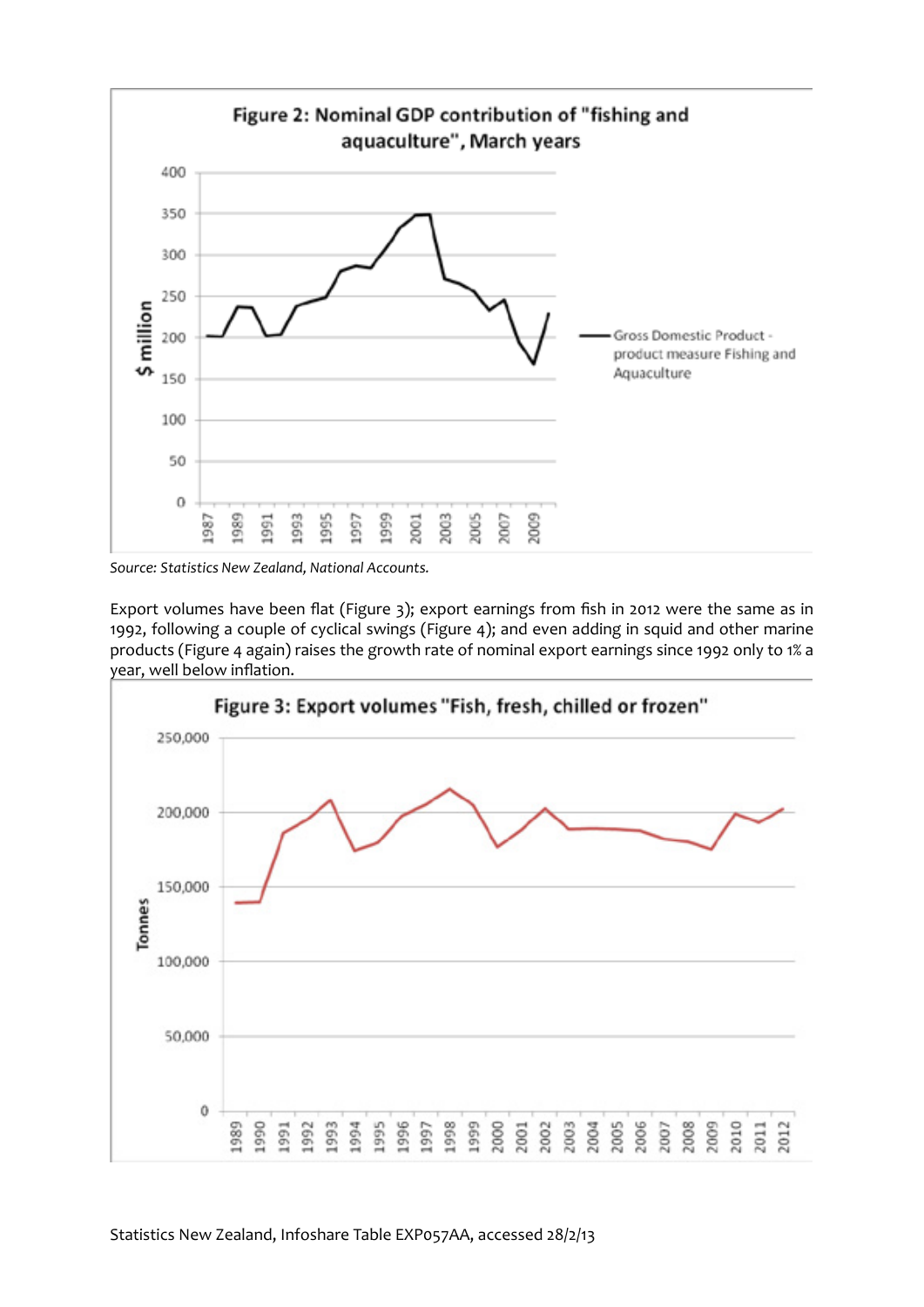**Figure 2: Nominal GDP contribution of "fishing and aquaculture", March years**

Source: Statistics New Zealand, National Accounts.

Export volumes have been flat (Figure 3); export earnings from fish in 2012 were the same as in 1992, following a couple of cyclical swings (Figure 4); and even adding in squid and other marine products (Figure 4 again) raises the growth rate of nominal export earnings since 1992 only to 1% a year, well below inflation.

**Figure 3: Export volumes "Fish, fresh, chilled or frozen"**

Statistics New Zealand, Infoshare Table EXP057AA, accessed 28/2/13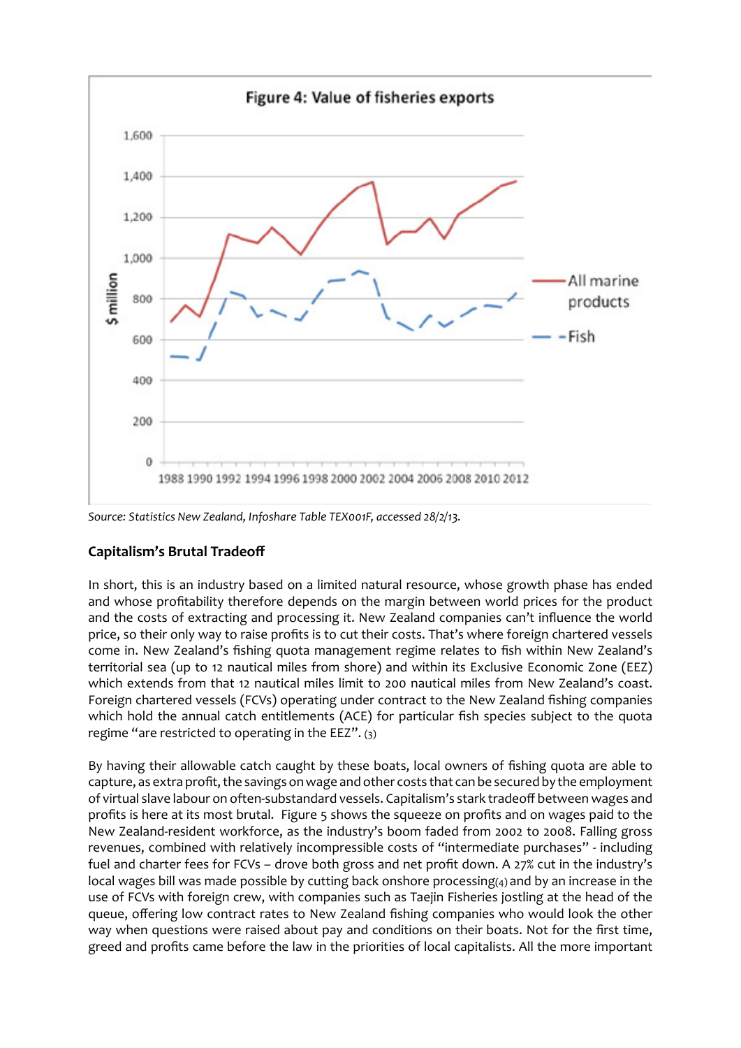**Figure 4: Value of fisheries exports**

Source: Statistics New Zealand, Infoshare Table TEX001F, accessed 28/2/13.

### Capitalism's Brutal Tradeoff

In short, this is an industry based on a limited natural resource, whose growth phase has ended and whose profitability therefore depends on the margin between world prices for the product and the costs of extracting and processing it. New Zealand companies can't influence the world price, so their only way to raise profits is to cut their costs. That's where foreign chartered vessels come in. New Zealand's fishing quota management regime relates to fish within New Zealand's territorial sea (up to 12 nautical miles from shore) and within its Exclusive Economic Zone (EEZ) which extends from that 12 nautical miles limit to 200 nautical miles from New Zealand's coast. Foreign chartered vessels (FCVs) operating under contract to the New Zealand fishing companies which hold the annual catch entitlements (ACE) for particular fish species subject to the quota regime "are restricted to operating in the EEZ". (3)

By having their allowable catch caught by these boats, local owners of fishing quota are able to capture, as extra profit, the savings on wage and other costs that can be secured by the employment of virtual slave labour on often-substandard vessels. Capitalism's stark tradeoff between wages and profits is here at its most brutal. Figure 5 shows the squeeze on profits and on wages paid to the New Zealand-resident workforce, as the industry's boom faded from 2002 to 2008. Falling gross revenues, combined with relatively incompressible costs of "intermediate purchases" - including fuel and charter fees for FCVs – drove both gross and net profit down. A 27% cut in the industry's local wages bill was made possible by cutting back onshore processing(4) and by an increase in the use of FCVs with foreign crew, with companies such as Taejin Fisheries jostling at the head of the queue, offering low contract rates to New Zealand fishing companies who would look the other way when questions were raised about pay and conditions on their boats. Not for the first time, greed and profits came before the law in the priorities of local capitalists. All the more important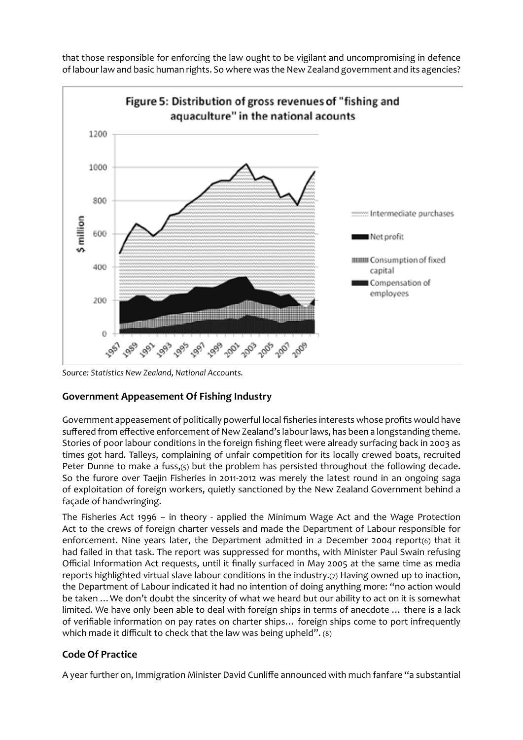that those responsible for enforcing the law ought to be vigilant and uncompromising in defence of labour law and basic human rights. So where was the New Zealand government and its agencies?

**Figure 5: Distribution of gross revenues of "fishing and aquaculture" in the national acounts**

*Source: Statistics New Zealand, National Accounts.*

## Government Appeasement Of Fishing Industry

Government appeasement of politically powerful local fisheries interests whose profits would have suffered from effective enforcement of New Zealand's labour laws, has been a longstanding theme. Stories of poor labour conditions in the foreign fishing fleet were already surfacing back in 2003 as times got hard. Talleys, complaining of unfair competition for its locally crewed boats, recruited Peter Dunne to make a fuss,[5] but the problem has persisted throughout the following decade. So the furore over Taejin Fisheries in 2011-2012 was merely the latest round in an ongoing saga of exploitation of foreign workers, quietly sanctioned by the New Zealand Government behind a façade of handwringing.

The Fisheries Act 1996 – in theory - applied the Minimum Wage Act and the Wage Protection Act to the crews of foreign charter vessels and made the Department of Labour responsible for enforcement. Nine years later, the Department admitted in a December 2004 report[6] that it had failed in that task. The report was suppressed for months, with Minister Paul Swain refusing Official Information Act requests, until it finally surfaced in May 2005 at the same time as media reports highlighted virtual slave labour conditions in the industry.[7] Having owned up to inaction, the Department of Labour indicated it had no intention of doing anything more: "no action would be taken …We don't doubt the sincerity of what we heard but our ability to act on it is somewhat limited. We have only been able to deal with foreign ships in terms of anecdote … there is a lack of verifiable information on pay rates on charter ships… foreign ships come to port infrequently which made it difficult to check that the law was being upheld". [8]

## Code Of Practice

A year further on, Immigration Minister David Cunliffe announced with much fanfare "a substantial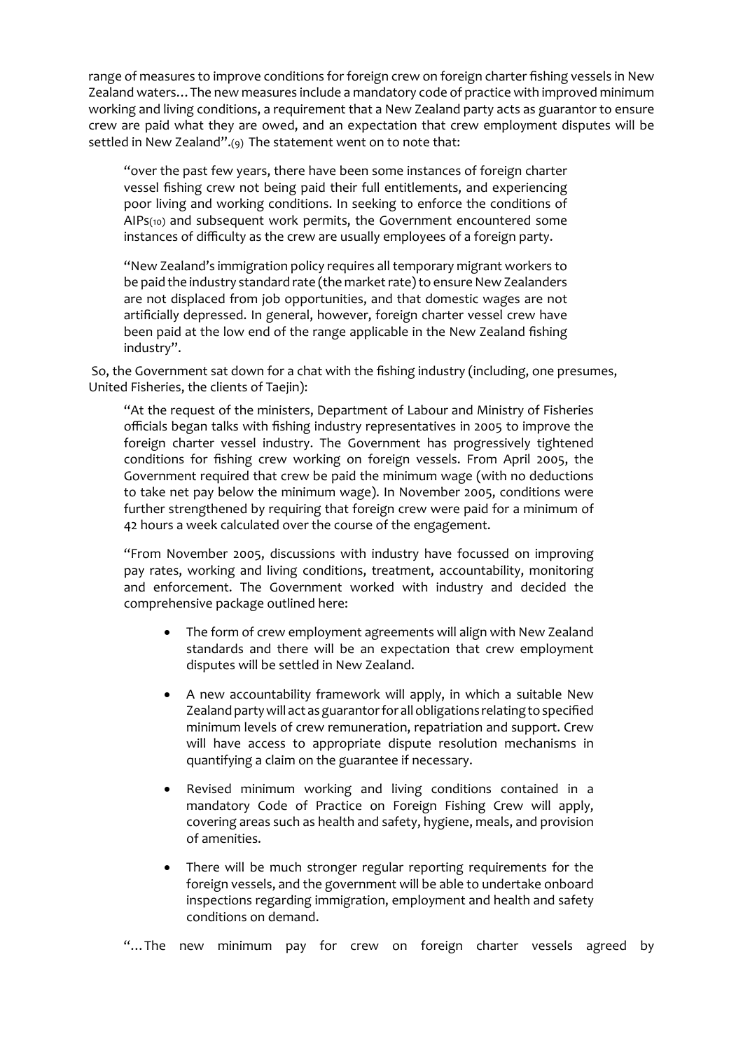range of measures to improve conditions for foreign crew on foreign charter fishing vessels in New Zealand waters… The new measures include a mandatory code of practice with improved minimum working and living conditions, a requirement that a New Zealand party acts as guarantor to ensure crew are paid what they are owed, and an expectation that crew employment disputes will be settled in New Zealand".(9) The statement went on to note that:

> "over the past few years, there have been some instances of foreign charter vessel fishing crew not being paid their full entitlements, and experiencing poor living and working conditions. In seeking to enforce the conditions of AIPs(10) and subsequent work permits, the Government encountered some instances of difficulty as the crew are usually employees of a foreign party.
>
> "New Zealand's immigration policy requires all temporary migrant workers to be paid the industry standard rate (the market rate) to ensure New Zealanders are not displaced from job opportunities, and that domestic wages are not artificially depressed. In general, however, foreign charter vessel crew have been paid at the low end of the range applicable in the New Zealand fishing industry".

So, the Government sat down for a chat with the fishing industry (including, one presumes, United Fisheries, the clients of Taejin):

> "At the request of the ministers, Department of Labour and Ministry of Fisheries officials began talks with fishing industry representatives in 2005 to improve the foreign charter vessel industry. The Government has progressively tightened conditions for fishing crew working on foreign vessels. From April 2005, the Government required that crew be paid the minimum wage (with no deductions to take net pay below the minimum wage). In November 2005, conditions were further strengthened by requiring that foreign crew were paid for a minimum of 42 hours a week calculated over the course of the engagement.
>
> "From November 2005, discussions with industry have focussed on improving pay rates, working and living conditions, treatment, accountability, monitoring and enforcement. The Government worked with industry and decided the comprehensive package outlined here:
>
> - The form of crew employment agreements will align with New Zealand standards and there will be an expectation that crew employment disputes will be settled in New Zealand.
> - A new accountability framework will apply, in which a suitable New Zealand party will act as guarantor for all obligations relating to specified minimum levels of crew remuneration, repatriation and support. Crew will have access to appropriate dispute resolution mechanisms in quantifying a claim on the guarantee if necessary.
> - Revised minimum working and living conditions contained in a mandatory Code of Practice on Foreign Fishing Crew will apply, covering areas such as health and safety, hygiene, meals, and provision of amenities.
> - There will be much stronger regular reporting requirements for the foreign vessels, and the government will be able to undertake onboard inspections regarding immigration, employment and health and safety conditions on demand.
>
> "…The new minimum pay for crew on foreign charter vessels agreed by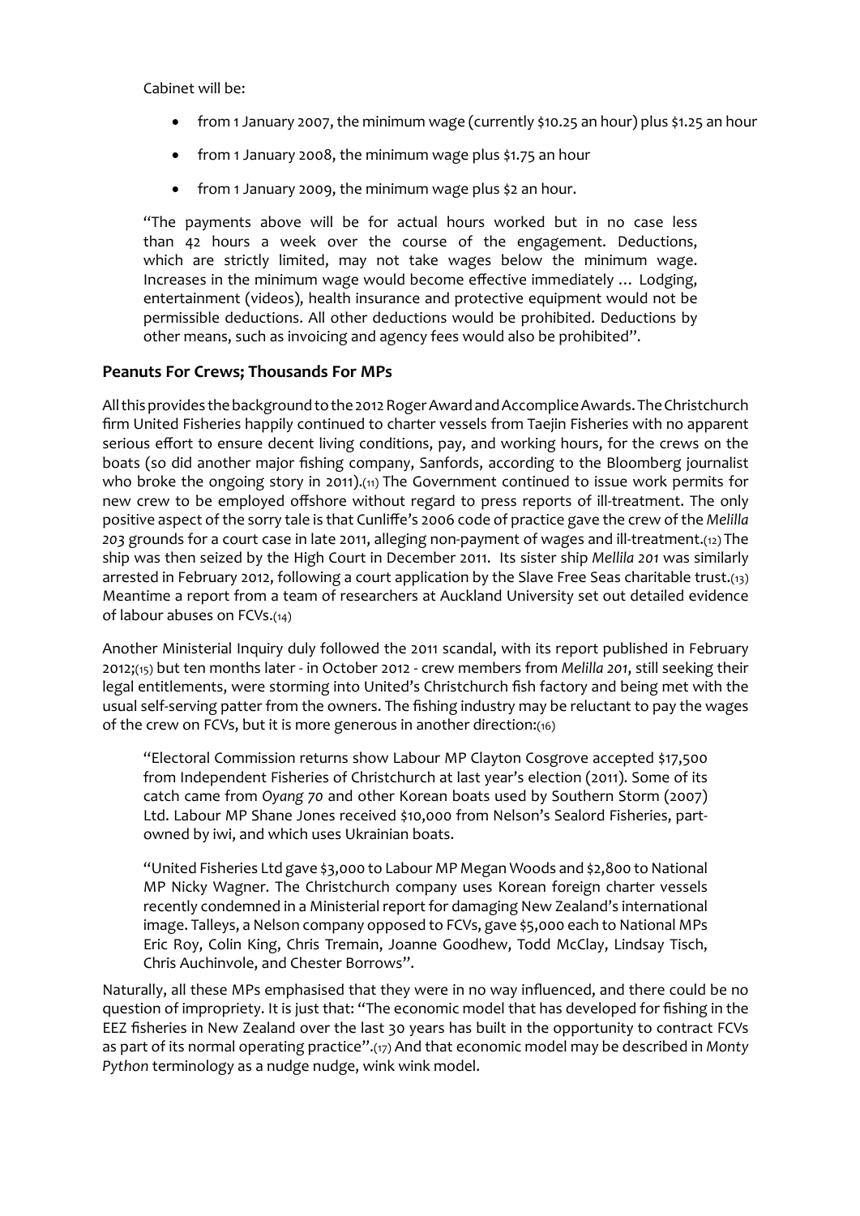Cabinet will be:

- from 1 January 2007, the minimum wage (currently $10.25 an hour) plus $1.25 an hour
- from 1 January 2008, the minimum wage plus $1.75 an hour
- from 1 January 2009, the minimum wage plus $2 an hour.

> "The payments above will be for actual hours worked but in no case less than 42 hours a week over the course of the engagement. Deductions, which are strictly limited, may not take wages below the minimum wage. Increases in the minimum wage would become effective immediately … Lodging, entertainment (videos), health insurance and protective equipment would not be permissible deductions. All other deductions would be prohibited. Deductions by other means, such as invoicing and agency fees would also be prohibited".

### Peanuts For Crews; Thousands For MPs

All this provides the background to the 2012 Roger Award and Accomplice Awards. The Christchurch firm United Fisheries happily continued to charter vessels from Taejin Fisheries with no apparent serious effort to ensure decent living conditions, pay, and working hours, for the crews on the boats (so did another major fishing company, Sanfords, according to the Bloomberg journalist who broke the ongoing story in 2011).(11) The Government continued to issue work permits for new crew to be employed offshore without regard to press reports of ill-treatment. The only positive aspect of the sorry tale is that Cunliffe's 2006 code of practice gave the crew of the *Melilla 203* grounds for a court case in late 2011, alleging non-payment of wages and ill-treatment.(12) The ship was then seized by the High Court in December 2011. Its sister ship *Mellila 201* was similarly arrested in February 2012, following a court application by the Slave Free Seas charitable trust.(13) Meantime a report from a team of researchers at Auckland University set out detailed evidence of labour abuses on FCVs.(14)

Another Ministerial Inquiry duly followed the 2011 scandal, with its report published in February 2012;(15) but ten months later - in October 2012 - crew members from *Melilla 201*, still seeking their legal entitlements, were storming into United's Christchurch fish factory and being met with the usual self-serving patter from the owners. The fishing industry may be reluctant to pay the wages of the crew on FCVs, but it is more generous in another direction:(16)

> "Electoral Commission returns show Labour MP Clayton Cosgrove accepted $17,500 from Independent Fisheries of Christchurch at last year's election (2011). Some of its catch came from *Oyang 70* and other Korean boats used by Southern Storm (2007) Ltd. Labour MP Shane Jones received $10,000 from Nelson's Sealord Fisheries, part-owned by iwi, and which uses Ukrainian boats.
>
> "United Fisheries Ltd gave $3,000 to Labour MP Megan Woods and $2,800 to National MP Nicky Wagner. The Christchurch company uses Korean foreign charter vessels recently condemned in a Ministerial report for damaging New Zealand's international image. Talleys, a Nelson company opposed to FCVs, gave $5,000 each to National MPs Eric Roy, Colin King, Chris Tremain, Joanne Goodhew, Todd McClay, Lindsay Tisch, Chris Auchinvole, and Chester Borrows".

Naturally, all these MPs emphasised that they were in no way influenced, and there could be no question of impropriety. It is just that: "The economic model that has developed for fishing in the EEZ fisheries in New Zealand over the last 30 years has built in the opportunity to contract FCVs as part of its normal operating practice".(17) And that economic model may be described in *Monty Python* terminology as a nudge nudge, wink wink model.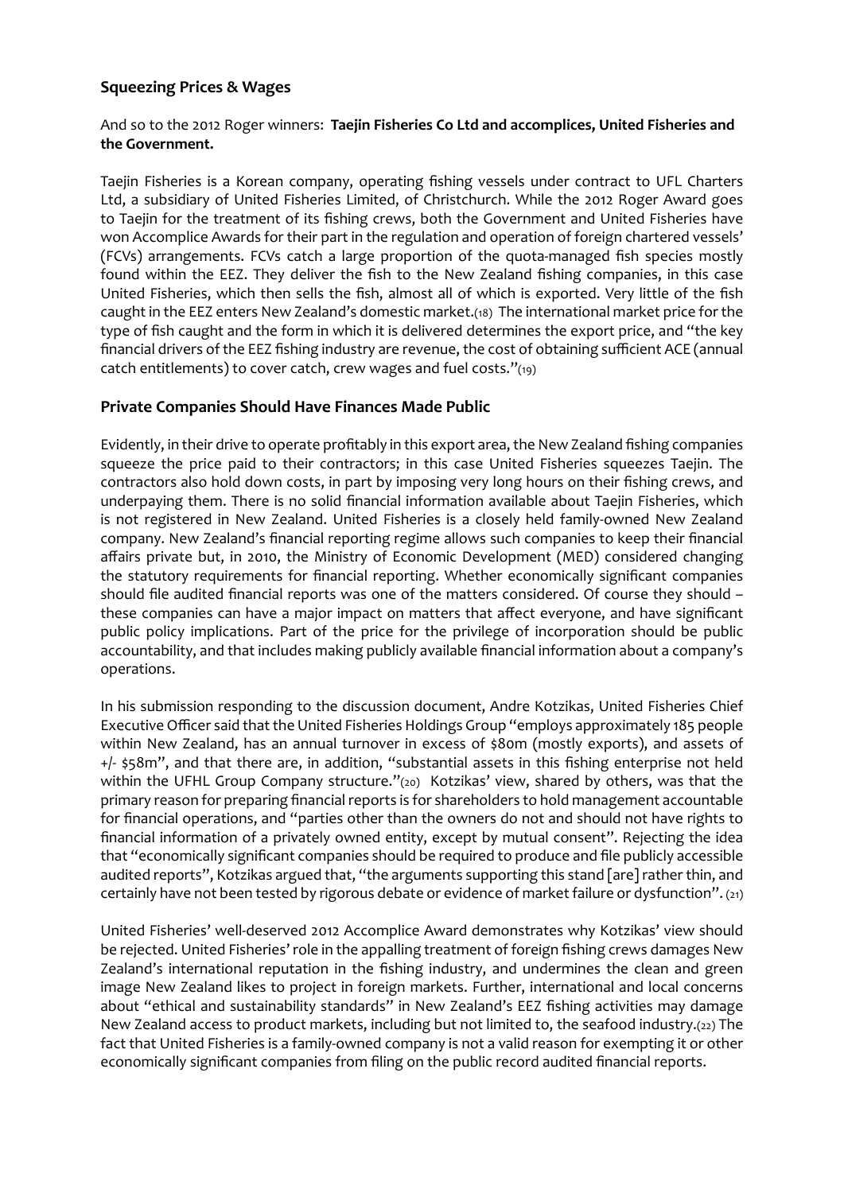## Squeezing Prices & Wages

And so to the 2012 Roger winners: **Taejin Fisheries Co Ltd and accomplices, United Fisheries and the Government.**

Taejin Fisheries is a Korean company, operating fishing vessels under contract to UFL Charters Ltd, a subsidiary of United Fisheries Limited, of Christchurch. While the 2012 Roger Award goes to Taejin for the treatment of its fishing crews, both the Government and United Fisheries have won Accomplice Awards for their part in the regulation and operation of foreign chartered vessels' (FCVs) arrangements. FCVs catch a large proportion of the quota-managed fish species mostly found within the EEZ. They deliver the fish to the New Zealand fishing companies, in this case United Fisheries, which then sells the fish, almost all of which is exported. Very little of the fish caught in the EEZ enters New Zealand's domestic market.(18) The international market price for the type of fish caught and the form in which it is delivered determines the export price, and "the key financial drivers of the EEZ fishing industry are revenue, the cost of obtaining sufficient ACE (annual catch entitlements) to cover catch, crew wages and fuel costs."(19)

## Private Companies Should Have Finances Made Public

Evidently, in their drive to operate profitably in this export area, the New Zealand fishing companies squeeze the price paid to their contractors; in this case United Fisheries squeezes Taejin. The contractors also hold down costs, in part by imposing very long hours on their fishing crews, and underpaying them. There is no solid financial information available about Taejin Fisheries, which is not registered in New Zealand. United Fisheries is a closely held family-owned New Zealand company. New Zealand's financial reporting regime allows such companies to keep their financial affairs private but, in 2010, the Ministry of Economic Development (MED) considered changing the statutory requirements for financial reporting. Whether economically significant companies should file audited financial reports was one of the matters considered. Of course they should – these companies can have a major impact on matters that affect everyone, and have significant public policy implications. Part of the price for the privilege of incorporation should be public accountability, and that includes making publicly available financial information about a company's operations.

In his submission responding to the discussion document, Andre Kotzikas, United Fisheries Chief Executive Officer said that the United Fisheries Holdings Group "employs approximately 185 people within New Zealand, has an annual turnover in excess of \$80m (mostly exports), and assets of +/- \$58m", and that there are, in addition, "substantial assets in this fishing enterprise not held within the UFHL Group Company structure."(20) Kotzikas' view, shared by others, was that the primary reason for preparing financial reports is for shareholders to hold management accountable for financial operations, and "parties other than the owners do not and should not have rights to financial information of a privately owned entity, except by mutual consent". Rejecting the idea that "economically significant companies should be required to produce and file publicly accessible audited reports", Kotzikas argued that, "the arguments supporting this stand [are] rather thin, and certainly have not been tested by rigorous debate or evidence of market failure or dysfunction". (21)

United Fisheries' well-deserved 2012 Accomplice Award demonstrates why Kotzikas' view should be rejected. United Fisheries' role in the appalling treatment of foreign fishing crews damages New Zealand's international reputation in the fishing industry, and undermines the clean and green image New Zealand likes to project in foreign markets. Further, international and local concerns about "ethical and sustainability standards" in New Zealand's EEZ fishing activities may damage New Zealand access to product markets, including but not limited to, the seafood industry.(22) The fact that United Fisheries is a family-owned company is not a valid reason for exempting it or other economically significant companies from filing on the public record audited financial reports.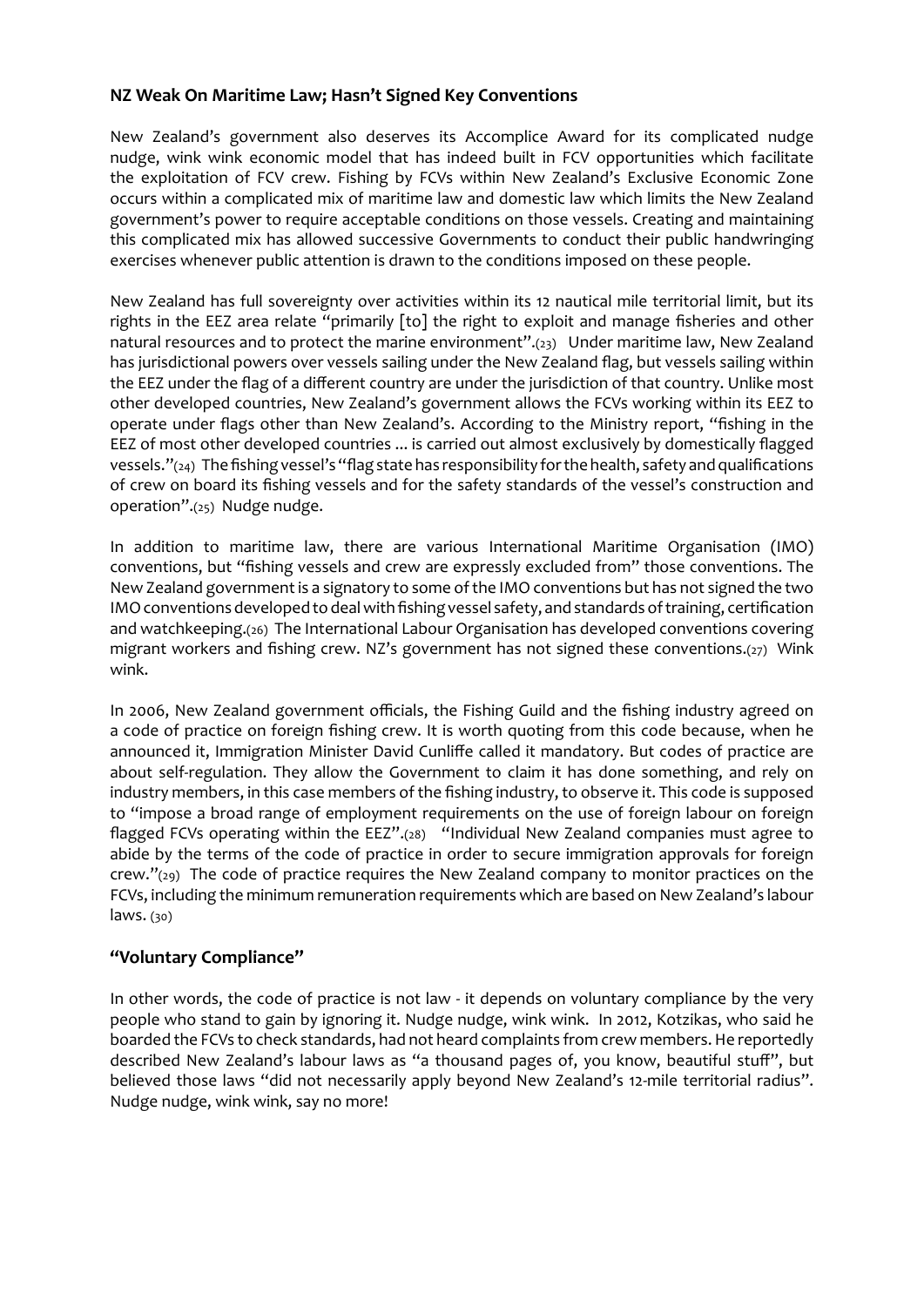## NZ Weak On Maritime Law; Hasn't Signed Key Conventions

New Zealand's government also deserves its Accomplice Award for its complicated nudge nudge, wink wink economic model that has indeed built in FCV opportunities which facilitate the exploitation of FCV crew. Fishing by FCVs within New Zealand's Exclusive Economic Zone occurs within a complicated mix of maritime law and domestic law which limits the New Zealand government's power to require acceptable conditions on those vessels. Creating and maintaining this complicated mix has allowed successive Governments to conduct their public handwringing exercises whenever public attention is drawn to the conditions imposed on these people.

New Zealand has full sovereignty over activities within its 12 nautical mile territorial limit, but its rights in the EEZ area relate "primarily [to] the right to exploit and manage fisheries and other natural resources and to protect the marine environment".(23) Under maritime law, New Zealand has jurisdictional powers over vessels sailing under the New Zealand flag, but vessels sailing within the EEZ under the flag of a different country are under the jurisdiction of that country. Unlike most other developed countries, New Zealand's government allows the FCVs working within its EEZ to operate under flags other than New Zealand's. According to the Ministry report, "fishing in the EEZ of most other developed countries ... is carried out almost exclusively by domestically flagged vessels."(24) The fishing vessel's "flag state has responsibility for the health, safety and qualifications of crew on board its fishing vessels and for the safety standards of the vessel's construction and operation".(25) Nudge nudge.

In addition to maritime law, there are various International Maritime Organisation (IMO) conventions, but "fishing vessels and crew are expressly excluded from" those conventions. The New Zealand government is a signatory to some of the IMO conventions but has not signed the two IMO conventions developed to deal with fishing vessel safety, and standards of training, certification and watchkeeping.(26) The International Labour Organisation has developed conventions covering migrant workers and fishing crew. NZ's government has not signed these conventions.(27) Wink wink.

In 2006, New Zealand government officials, the Fishing Guild and the fishing industry agreed on a code of practice on foreign fishing crew. It is worth quoting from this code because, when he announced it, Immigration Minister David Cunliffe called it mandatory. But codes of practice are about self-regulation. They allow the Government to claim it has done something, and rely on industry members, in this case members of the fishing industry, to observe it. This code is supposed to "impose a broad range of employment requirements on the use of foreign labour on foreign flagged FCVs operating within the EEZ".(28) "Individual New Zealand companies must agree to abide by the terms of the code of practice in order to secure immigration approvals for foreign crew."(29) The code of practice requires the New Zealand company to monitor practices on the FCVs, including the minimum remuneration requirements which are based on New Zealand's labour laws. (30)

## "Voluntary Compliance"

In other words, the code of practice is not law - it depends on voluntary compliance by the very people who stand to gain by ignoring it. Nudge nudge, wink wink. In 2012, Kotzikas, who said he boarded the FCVs to check standards, had not heard complaints from crew members. He reportedly described New Zealand's labour laws as "a thousand pages of, you know, beautiful stuff", but believed those laws "did not necessarily apply beyond New Zealand's 12-mile territorial radius". Nudge nudge, wink wink, say no more!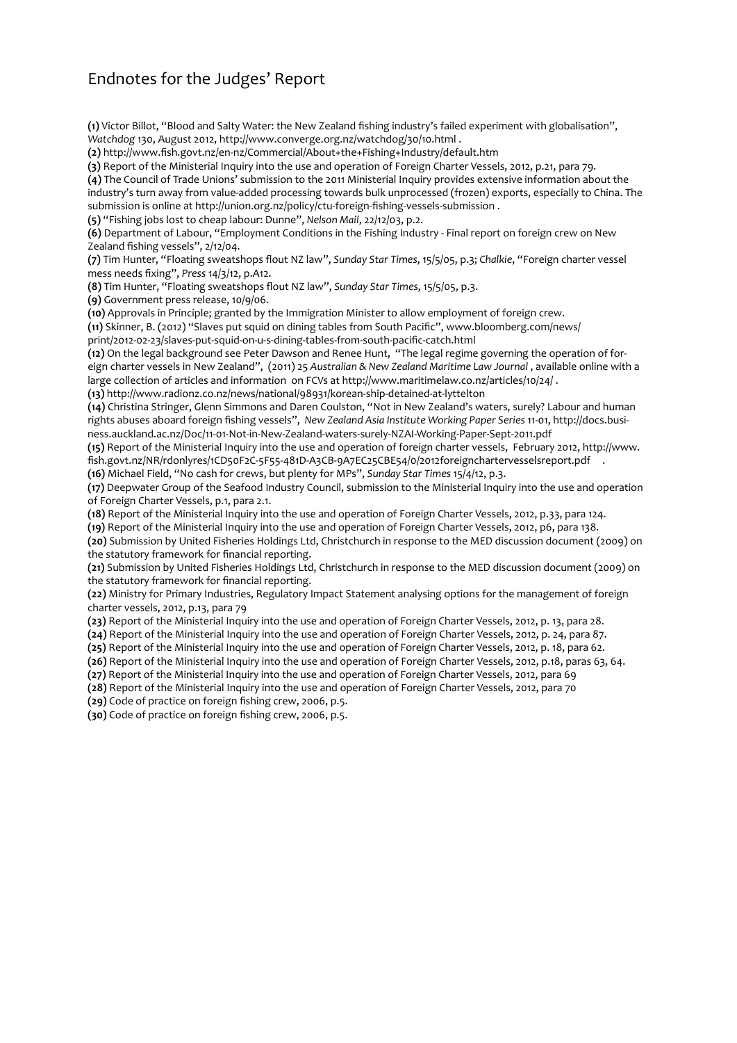# Endnotes for the Judges' Report

**(1)** Victor Billot, "Blood and Salty Water: the New Zealand fishing industry's failed experiment with globalisation", *Watchdog* 130, August 2012, http://www.converge.org.nz/watchdog/30/10.html .

**(2)** http://www.fish.govt.nz/en-nz/Commercial/About+the+Fishing+Industry/default.htm

**(3)** Report of the Ministerial Inquiry into the use and operation of Foreign Charter Vessels, 2012, p.21, para 79.

**(4)** The Council of Trade Unions' submission to the 2011 Ministerial Inquiry provides extensive information about the industry's turn away from value-added processing towards bulk unprocessed (frozen) exports, especially to China. The submission is online at http://union.org.nz/policy/ctu-foreign-fishing-vessels-submission .

**(5)** "Fishing jobs lost to cheap labour: Dunne", *Nelson Mail*, 22/12/03, p.2.

**(6)** Department of Labour, "Employment Conditions in the Fishing Industry - Final report on foreign crew on New Zealand fishing vessels", 2/12/04.

**(7)** Tim Hunter, "Floating sweatshops flout NZ law", *Sunday Star Times*, 15/5/05, p.3; *Chalkie*, "Foreign charter vessel mess needs fixing", *Press* 14/3/12, p.A12.

**(8)** Tim Hunter, "Floating sweatshops flout NZ law", *Sunday Star Times*, 15/5/05, p.3.

**(9)** Government press release, 10/9/06.

**(10)** Approvals in Principle; granted by the Immigration Minister to allow employment of foreign crew.

**(11)** Skinner, B. (2012) "Slaves put squid on dining tables from South Pacific", www.bloomberg.com/news/print/2012-02-23/slaves-put-squid-on-u-s-dining-tables-from-south-pacific-catch.html

**(12)** On the legal background see Peter Dawson and Renee Hunt, "The legal regime governing the operation of foreign charter vessels in New Zealand", (2011) 25 *Australian & New Zealand Maritime Law Journal* , available online with a large collection of articles and information on FCVs at http://www.maritimelaw.co.nz/articles/10/24/ .

**(13)** http://www.radionz.co.nz/news/national/98931/korean-ship-detained-at-lyttelton

**(14)** Christina Stringer, Glenn Simmons and Daren Coulston, "Not in New Zealand's waters, surely? Labour and human rights abuses aboard foreign fishing vessels", *New Zealand Asia Institute Working Paper Series* 11-01, http://docs.business.auckland.ac.nz/Doc/11-01-Not-in-New-Zealand-waters-surely-NZAI-Working-Paper-Sept-2011.pdf

**(15)** Report of the Ministerial Inquiry into the use and operation of foreign charter vessels, February 2012, http://www.fish.govt.nz/NR/rdonlyres/1CD50F2C-5F55-481D-A3CB-9A7EC25CBE54/0/2012foreignchartervesselsreport.pdf .

**(16)** Michael Field, "No cash for crews, but plenty for MPs", *Sunday Star Times* 15/4/12, p.3.

**(17)** Deepwater Group of the Seafood Industry Council, submission to the Ministerial Inquiry into the use and operation of Foreign Charter Vessels, p.1, para 2.1.

**(18)** Report of the Ministerial Inquiry into the use and operation of Foreign Charter Vessels, 2012, p.33, para 124.

**(19)** Report of the Ministerial Inquiry into the use and operation of Foreign Charter Vessels, 2012, p6, para 138.

**(20)** Submission by United Fisheries Holdings Ltd, Christchurch in response to the MED discussion document (2009) on the statutory framework for financial reporting.

**(21)** Submission by United Fisheries Holdings Ltd, Christchurch in response to the MED discussion document (2009) on the statutory framework for financial reporting.

**(22)** Ministry for Primary Industries, Regulatory Impact Statement analysing options for the management of foreign charter vessels, 2012, p.13, para 79

**(23)** Report of the Ministerial Inquiry into the use and operation of Foreign Charter Vessels, 2012, p. 13, para 28.

**(24)** Report of the Ministerial Inquiry into the use and operation of Foreign Charter Vessels, 2012, p. 24, para 87.

**(25)** Report of the Ministerial Inquiry into the use and operation of Foreign Charter Vessels, 2012, p. 18, para 62.

**(26)** Report of the Ministerial Inquiry into the use and operation of Foreign Charter Vessels, 2012, p.18, paras 63, 64.

**(27)** Report of the Ministerial Inquiry into the use and operation of Foreign Charter Vessels, 2012, para 69

**(28)** Report of the Ministerial Inquiry into the use and operation of Foreign Charter Vessels, 2012, para 70

**(29)** Code of practice on foreign fishing crew, 2006, p.5.

**(30)** Code of practice on foreign fishing crew, 2006, p.5.